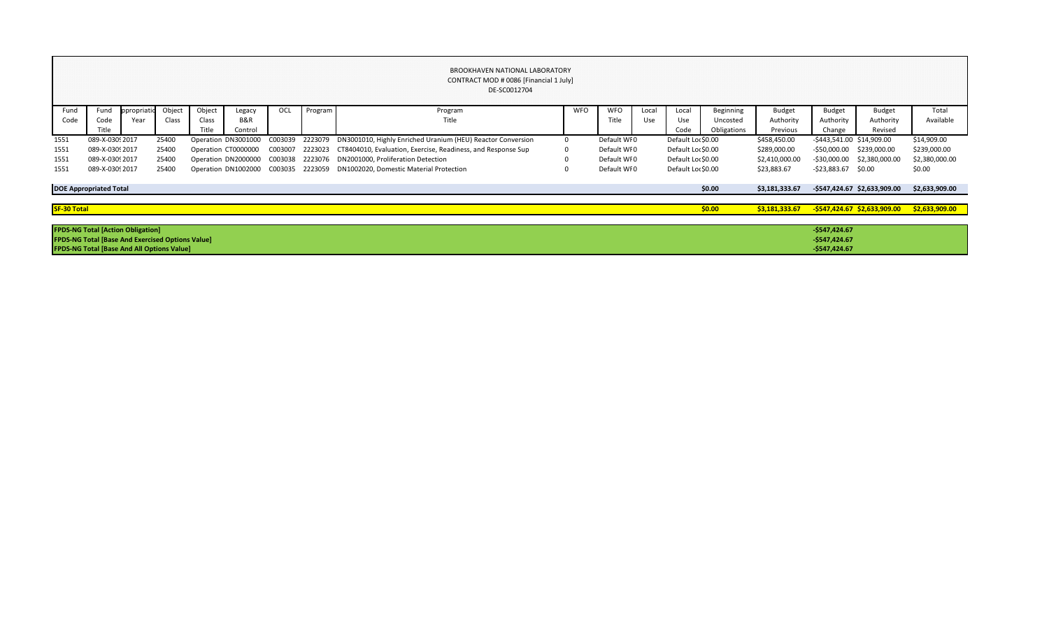BROOKHAVEN NATIONAL LABORATORY
CONTRACT MOD # 0086 [Financial 1 July]
DE-SC0012704

| Fund Code | Fund Code Title | ppropriatio Year | Object Class | Object Class Title | Legacy B&R Control | OCL | Program | Program Title | WFO | WFO Title | Local Use | Local Use Code | Beginning Uncosted Obligations | Budget Authority Previous | Budget Authority Change | Budget Authority Revised | Total Available |
|---|---|---|---|---|---|---|---|---|---|---|---|---|---|---|---|---|---|
| 1551 | 089-X-030! | 2017 | 25400 | Operation | DN3001000 | C003039 | 2223079 | DN3001010, Highly Enriched Uranium (HEU) Reactor Conversion | 0 | Default WF0 | | Default Loc | $0.00 | $458,450.00 | -$443,541.00 | $14,909.00 | $14,909.00 |
| 1551 | 089-X-030! | 2017 | 25400 | Operation | CT0000000 | C003007 | 2223023 | CT8404010, Evaluation, Exercise, Readiness, and Response Sup | 0 | Default WF0 | | Default Loc | $0.00 | $289,000.00 | -$50,000.00 | $239,000.00 | $239,000.00 |
| 1551 | 089-X-030! | 2017 | 25400 | Operation | DN2000000 | C003038 | 2223076 | DN2001000, Proliferation Detection | 0 | Default WF0 | | Default Loc | $0.00 | $2,410,000.00 | -$30,000.00 | $2,380,000.00 | $2,380,000.00 |
| 1551 | 089-X-030! | 2017 | 25400 | Operation | DN1002000 | C003035 | 2223059 | DN1002020, Domestic Material Protection | 0 | Default WF0 | | Default Loc | $0.00 | $23,883.67 | -$23,883.67 | $0.00 | $0.00 |
| **DOE Appropriated Total** | | | | | | | | | | | | | **$0.00** | **$3,181,333.67** | **-$547,424.67** | **$2,633,909.00** | **$2,633,909.00** |
| **SF-30 Total** | | | | | | | | | | | | | **$0.00** | **$3,181,333.67** | **-$547,424.67** | **$2,633,909.00** | **$2,633,909.00** |
| **FPDS-NG Total [Action Obligation]** | | | | | | | | | | | | | | | **-$547,424.67** | | |
| **FPDS-NG Total [Base And Exercised Options Value]** | | | | | | | | | | | | | | | **-$547,424.67** | | |
| **FPDS-NG Total [Base And All Options Value]** | | | | | | | | | | | | | | | **-$547,424.67** | | |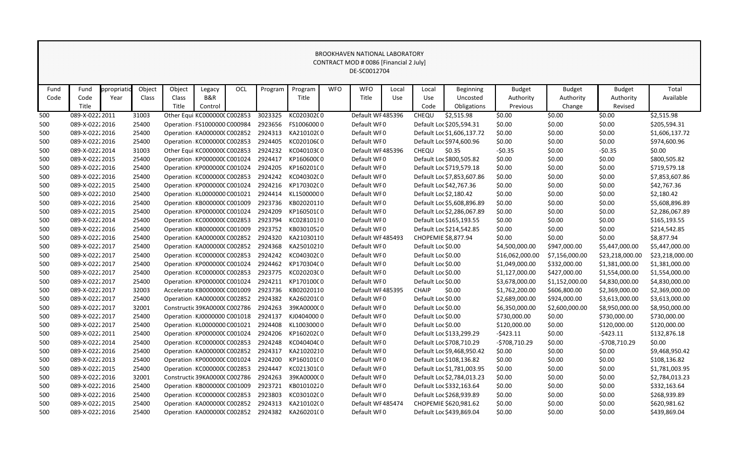BROOKHAVEN NATIONAL LABORATORY
CONTRACT MOD # 0086 [Financial 2 July]
DE-SC0012704

| Fund Code | Fund Code Title | ppropriatio Year | Object Class | Object Class Title | Legacy B&R Control | OCL | Program | Program Title | WFO | WFO Title | Local Use | Local Use Code | Beginning Uncosted Obligations | Budget Authority Previous | Budget Authority Change | Budget Authority Revised | Total Available |
|---|---|---|---|---|---|---|---|---|---|---|---|---|---|---|---|---|---|
| 500 | 089-X-022 | 2011 | 31003 | Other Equi | KC000000 | C002853 | 3023325 | KC020302C | 0 | Default WF | 485396 | CHEQU | $2,515.98 | $0.00 | $0.00 | $0.00 | $2,515.98 |
| 500 | 089-X-022 | 2016 | 25400 | Operation | FS1000000 | C000984 | 2923656 | FS1006000 | 0 | Default WF | 0 | Default Loc | $205,594.31 | $0.00 | $0.00 | $0.00 | $205,594.31 |
| 500 | 089-X-022 | 2016 | 25400 | Operation | KA000000 | C002852 | 2924313 | KA210102C | 0 | Default WF | 0 | Default Loc | $1,606,137.72 | $0.00 | $0.00 | $0.00 | $1,606,137.72 |
| 500 | 089-X-022 | 2016 | 25400 | Operation | KC000000 | C002853 | 2924405 | KC020106C | 0 | Default WF | 0 | Default Loc | $974,600.96 | $0.00 | $0.00 | $0.00 | $974,600.96 |
| 500 | 089-X-022 | 2014 | 31003 | Other Equi | KC000000 | C002853 | 2924232 | KC040103C | 0 | Default WF | 485396 | CHEQU | $0.35 | -$0.35 | $0.00 | -$0.35 | $0.00 |
| 500 | 089-X-022 | 2015 | 25400 | Operation | KP000000 | C001024 | 2924417 | KP160600C | 0 | Default WF | 0 | Default Loc | $800,505.82 | $0.00 | $0.00 | $0.00 | $800,505.82 |
| 500 | 089-X-022 | 2016 | 25400 | Operation | KP000000 | C001024 | 2924205 | KP160201C | 0 | Default WF | 0 | Default Loc | $719,579.18 | $0.00 | $0.00 | $0.00 | $719,579.18 |
| 500 | 089-X-022 | 2016 | 25400 | Operation | KC000000 | C002853 | 2924242 | KC040302C | 0 | Default WF | 0 | Default Loc | $7,853,607.86 | $0.00 | $0.00 | $0.00 | $7,853,607.86 |
| 500 | 089-X-022 | 2015 | 25400 | Operation | KP000000 | C001024 | 2924216 | KP170302C | 0 | Default WF | 0 | Default Loc | $42,767.36 | $0.00 | $0.00 | $0.00 | $42,767.36 |
| 500 | 089-X-022 | 2010 | 25400 | Operation | KL0000000 | C001021 | 2924414 | KL1500000 | 0 | Default WF | 0 | Default Loc | $2,180.42 | $0.00 | $0.00 | $0.00 | $2,180.42 |
| 500 | 089-X-022 | 2016 | 25400 | Operation | KB000000 | C001009 | 2923736 | KB0202011 | 0 | Default WF | 0 | Default Loc | $5,608,896.89 | $0.00 | $0.00 | $0.00 | $5,608,896.89 |
| 500 | 089-X-022 | 2015 | 25400 | Operation | KP000000 | C001024 | 2924209 | KP160501C | 0 | Default WF | 0 | Default Loc | $2,286,067.89 | $0.00 | $0.00 | $0.00 | $2,286,067.89 |
| 500 | 089-X-022 | 2014 | 25400 | Operation | KC000000 | C002853 | 2923794 | KC0281013 | 0 | Default WF | 0 | Default Loc | $165,193.55 | $0.00 | $0.00 | $0.00 | $165,193.55 |
| 500 | 089-X-022 | 2016 | 25400 | Operation | KB000000 | C001009 | 2923752 | KB0301052 | 0 | Default WF | 0 | Default Loc | $214,542.85 | $0.00 | $0.00 | $0.00 | $214,542.85 |
| 500 | 089-X-022 | 2016 | 25400 | Operation | KA000000 | C002852 | 2924320 | KA2103011 | 0 | Default WF | 485493 | CHOPEMIE | $8,877.94 | $0.00 | $0.00 | $0.00 | $8,877.94 |
| 500 | 089-X-022 | 2017 | 25400 | Operation | KA000000 | C002852 | 2924368 | KA2501021 | 0 | Default WF | 0 | Default Loc | $0.00 | $4,500,000.00 | $947,000.00 | $5,447,000.00 | $5,447,000.00 |
| 500 | 089-X-022 | 2017 | 25400 | Operation | KC000000 | C002853 | 2924242 | KC040302C | 0 | Default WF | 0 | Default Loc | $0.00 | $16,062,000.00 | $7,156,000.00 | $23,218,000.00 | $23,218,000.00 |
| 500 | 089-X-022 | 2017 | 25400 | Operation | KP000000 | C001024 | 2924462 | KP170304C | 0 | Default WF | 0 | Default Loc | $0.00 | $1,049,000.00 | $332,000.00 | $1,381,000.00 | $1,381,000.00 |
| 500 | 089-X-022 | 2017 | 25400 | Operation | KC000000 | C002853 | 2923775 | KC020203C | 0 | Default WF | 0 | Default Loc | $0.00 | $1,127,000.00 | $427,000.00 | $1,554,000.00 | $1,554,000.00 |
| 500 | 089-X-022 | 2017 | 25400 | Operation | KP000000 | C001024 | 2924211 | KP170100C | 0 | Default WF | 0 | Default Loc | $0.00 | $3,678,000.00 | $1,152,000.00 | $4,830,000.00 | $4,830,000.00 |
| 500 | 089-X-022 | 2017 | 32003 | Accelerato | KB000000 | C001009 | 2923736 | KB0202011 | 0 | Default WF | 485395 | CHAIP | $0.00 | $1,762,200.00 | $606,800.00 | $2,369,000.00 | $2,369,000.00 |
| 500 | 089-X-022 | 2017 | 25400 | Operation | KA000000 | C002852 | 2924382 | KA260201C | 0 | Default WF | 0 | Default Loc | $0.00 | $2,689,000.00 | $924,000.00 | $3,613,000.00 | $3,613,000.00 |
| 500 | 089-X-022 | 2017 | 32001 | Constructic | 39KA0000 | C002786 | 2924263 | 39KA0000C | 0 | Default WF | 0 | Default Loc | $0.00 | $6,350,000.00 | $2,600,000.00 | $8,950,000.00 | $8,950,000.00 |
| 500 | 089-X-022 | 2017 | 25400 | Operation | KJ0000000 | C001018 | 2924137 | KJ0404000 | 0 | Default WF | 0 | Default Loc | $0.00 | $730,000.00 | $0.00 | $730,000.00 | $730,000.00 |
| 500 | 089-X-022 | 2017 | 25400 | Operation | KL0000000 | C001021 | 2924408 | KL1003000 | 0 | Default WF | 0 | Default Loc | $0.00 | $120,000.00 | $0.00 | $120,000.00 | $120,000.00 |
| 500 | 089-X-022 | 2011 | 25400 | Operation | KP000000 | C001024 | 2924206 | KP160202C | 0 | Default WF | 0 | Default Loc | $133,299.29 | -$423.11 | $0.00 | -$423.11 | $132,876.18 |
| 500 | 089-X-022 | 2014 | 25400 | Operation | KC000000 | C002853 | 2924248 | KC040404C | 0 | Default WF | 0 | Default Loc | $708,710.29 | -$708,710.29 | $0.00 | -$708,710.29 | $0.00 |
| 500 | 089-X-022 | 2016 | 25400 | Operation | KA000000 | C002852 | 2924317 | KA2102021 | 0 | Default WF | 0 | Default Loc | $9,468,950.42 | $0.00 | $0.00 | $0.00 | $9,468,950.42 |
| 500 | 089-X-022 | 2013 | 25400 | Operation | KP000000 | C001024 | 2924200 | KP160101C | 0 | Default WF | 0 | Default Loc | $108,136.82 | $0.00 | $0.00 | $0.00 | $108,136.82 |
| 500 | 089-X-022 | 2015 | 25400 | Operation | KC000000 | C002853 | 2924447 | KC021301C | 0 | Default WF | 0 | Default Loc | $1,781,003.95 | $0.00 | $0.00 | $0.00 | $1,781,003.95 |
| 500 | 089-X-022 | 2016 | 32001 | Constructic | 39KA0000 | C002786 | 2924263 | 39KA0000C | 0 | Default WF | 0 | Default Loc | $2,784,013.23 | $0.00 | $0.00 | $0.00 | $2,784,013.23 |
| 500 | 089-X-022 | 2016 | 25400 | Operation | KB000000 | C001009 | 2923721 | KB0101022 | 0 | Default WF | 0 | Default Loc | $332,163.64 | $0.00 | $0.00 | $0.00 | $332,163.64 |
| 500 | 089-X-022 | 2016 | 25400 | Operation | KC000000 | C002853 | 2923803 | KC030102C | 0 | Default WF | 0 | Default Loc | $268,939.89 | $0.00 | $0.00 | $0.00 | $268,939.89 |
| 500 | 089-X-022 | 2015 | 25400 | Operation | KA000000 | C002852 | 2924313 | KA210102C | 0 | Default WF | 485474 | CHOPEMIE | $620,981.62 | $0.00 | $0.00 | $0.00 | $620,981.62 |
| 500 | 089-X-022 | 2016 | 25400 | Operation | KA000000 | C002852 | 2924382 | KA260201C | 0 | Default WF | 0 | Default Loc | $439,869.04 | $0.00 | $0.00 | $0.00 | $439,869.04 |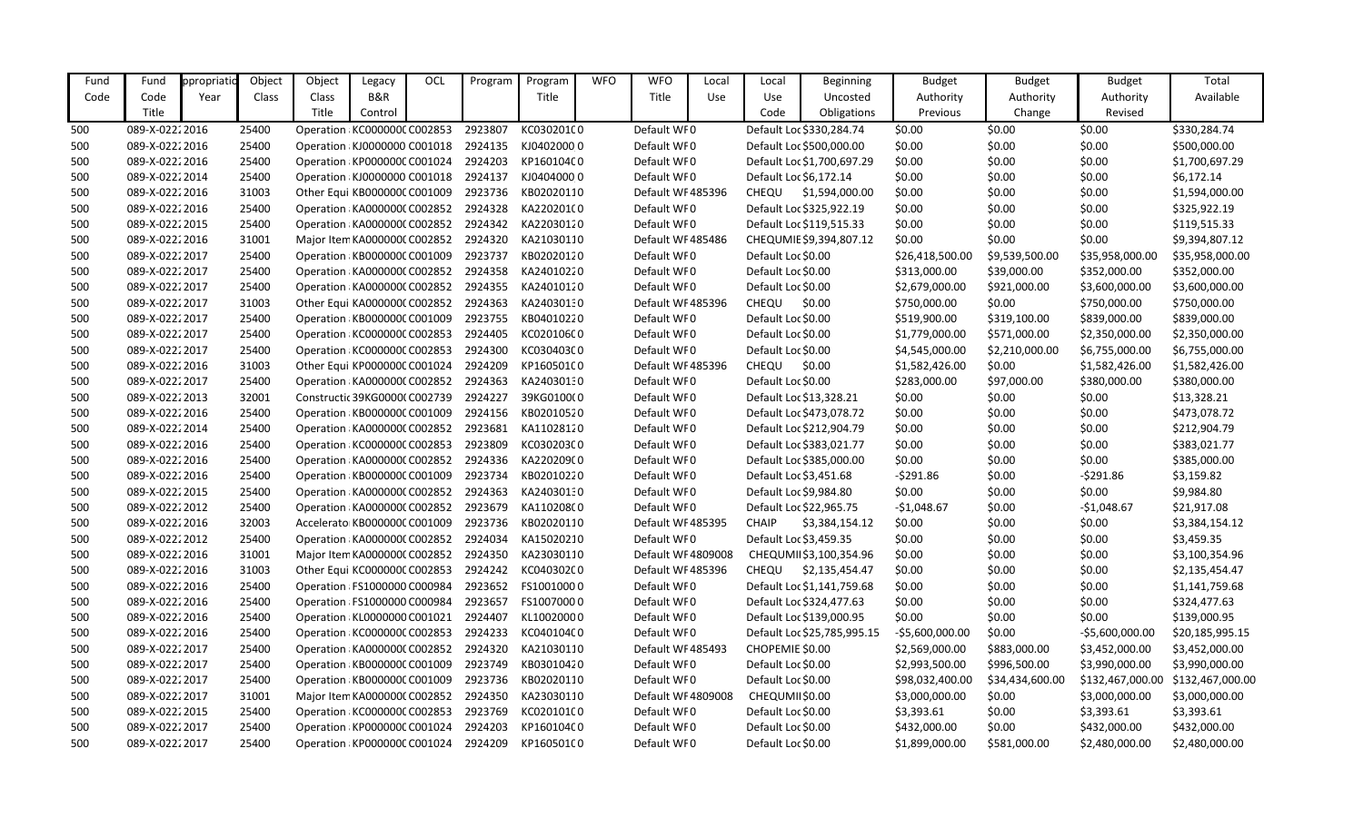| Fund Code | Fund Code Title | ppropriatio Year | Object Class | Object Class Title | Legacy B&R Control | OCL | Program | Program Title | WFO | WFO Title | Local Use | Local Use Code | Beginning Uncosted Obligations | Budget Authority Previous | Budget Authority Change | Budget Authority Revised | Total Available |
|---|---|---|---|---|---|---|---|---|---|---|---|---|---|---|---|---|---|
| 500 | 089-X-022 | 2016 | 25400 | Operation | KC000000( | C002853 | 2923807 | KC030201( | 0 | Default WF | 0 | Default Loc | $330,284.74 | $0.00 | $0.00 | $0.00 | $330,284.74 |
| 500 | 089-X-022 | 2016 | 25400 | Operation | KJ0000000 | C001018 | 2924135 | KJ0402000 | 0 | Default WF | 0 | Default Loc | $500,000.00 | $0.00 | $0.00 | $0.00 | $500,000.00 |
| 500 | 089-X-022 | 2016 | 25400 | Operation | KP000000( | C001024 | 2924203 | KP160104( | 0 | Default WF | 0 | Default Loc | $1,700,697.29 | $0.00 | $0.00 | $0.00 | $1,700,697.29 |
| 500 | 089-X-022 | 2014 | 25400 | Operation | KJ0000000 | C001018 | 2924137 | KJ0404000 | 0 | Default WF | 0 | Default Loc | $6,172.14 | $0.00 | $0.00 | $0.00 | $6,172.14 |
| 500 | 089-X-022 | 2016 | 31003 | Other Equi | KB000000( | C001009 | 2923736 | KB020201 | 0 | Default WF | 485396 | CHEQU | $1,594,000.00 | $0.00 | $0.00 | $0.00 | $1,594,000.00 |
| 500 | 089-X-022 | 2016 | 25400 | Operation | KA000000( | C002852 | 2924328 | KA220201( | 0 | Default WF | 0 | Default Loc | $325,922.19 | $0.00 | $0.00 | $0.00 | $325,922.19 |
| 500 | 089-X-022 | 2015 | 25400 | Operation | KA000000( | C002852 | 2924342 | KA220301 | 0 | Default WF | 0 | Default Loc | $119,515.33 | $0.00 | $0.00 | $0.00 | $119,515.33 |
| 500 | 089-X-022 | 2016 | 31001 | Major Item | KA000000( | C002852 | 2924320 | KA210301 | 0 | Default WF | 485486 | CHEQUMIE | $9,394,807.12 | $0.00 | $0.00 | $0.00 | $9,394,807.12 |
| 500 | 089-X-022 | 2017 | 25400 | Operation | KB000000( | C001009 | 2923737 | KB020201 | 0 | Default WF | 0 | Default Loc | $0.00 | $26,418,500.00 | $9,539,500.00 | $35,958,000.00 | $35,958,000.00 |
| 500 | 089-X-022 | 2017 | 25400 | Operation | KA000000( | C002852 | 2924358 | KA240102 | 0 | Default WF | 0 | Default Loc | $0.00 | $313,000.00 | $39,000.00 | $352,000.00 | $352,000.00 |
| 500 | 089-X-022 | 2017 | 25400 | Operation | KA000000( | C002852 | 2924355 | KA240101 | 0 | Default WF | 0 | Default Loc | $0.00 | $2,679,000.00 | $921,000.00 | $3,600,000.00 | $3,600,000.00 |
| 500 | 089-X-022 | 2017 | 31003 | Other Equi | KA000000( | C002852 | 2924363 | KA240301 | 0 | Default WF | 485396 | CHEQU | $0.00 | $750,000.00 | $0.00 | $750,000.00 | $750,000.00 |
| 500 | 089-X-022 | 2017 | 25400 | Operation | KB000000( | C001009 | 2923755 | KB040102 | 0 | Default WF | 0 | Default Loc | $0.00 | $519,900.00 | $319,100.00 | $839,000.00 | $839,000.00 |
| 500 | 089-X-022 | 2017 | 25400 | Operation | KC000000( | C002853 | 2924405 | KC020106( | 0 | Default WF | 0 | Default Loc | $0.00 | $1,779,000.00 | $571,000.00 | $2,350,000.00 | $2,350,000.00 |
| 500 | 089-X-022 | 2017 | 25400 | Operation | KC000000( | C002853 | 2924300 | KC030403( | 0 | Default WF | 0 | Default Loc | $0.00 | $4,545,000.00 | $2,210,000.00 | $6,755,000.00 | $6,755,000.00 |
| 500 | 089-X-022 | 2016 | 31003 | Other Equi | KP000000( | C001024 | 2924209 | KP160501( | 0 | Default WF | 485396 | CHEQU | $0.00 | $1,582,426.00 | $0.00 | $1,582,426.00 | $1,582,426.00 |
| 500 | 089-X-022 | 2017 | 25400 | Operation | KA000000( | C002852 | 2924363 | KA240301 | 0 | Default WF | 0 | Default Loc | $0.00 | $283,000.00 | $97,000.00 | $380,000.00 | $380,000.00 |
| 500 | 089-X-022 | 2013 | 32001 | Constructi | 39KG0000( | C002739 | 2924227 | 39KG0100( | 0 | Default WF | 0 | Default Loc | $13,328.21 | $0.00 | $0.00 | $0.00 | $13,328.21 |
| 500 | 089-X-022 | 2016 | 25400 | Operation | KB000000( | C001009 | 2924156 | KB020105 | 0 | Default WF | 0 | Default Loc | $473,078.72 | $0.00 | $0.00 | $0.00 | $473,078.72 |
| 500 | 089-X-022 | 2014 | 25400 | Operation | KA000000( | C002852 | 2923681 | KA110281 | 0 | Default WF | 0 | Default Loc | $212,904.79 | $0.00 | $0.00 | $0.00 | $212,904.79 |
| 500 | 089-X-022 | 2016 | 25400 | Operation | KC000000( | C002853 | 2923809 | KC030203( | 0 | Default WF | 0 | Default Loc | $383,021.77 | $0.00 | $0.00 | $0.00 | $383,021.77 |
| 500 | 089-X-022 | 2016 | 25400 | Operation | KA000000( | C002852 | 2924336 | KA220209( | 0 | Default WF | 0 | Default Loc | $385,000.00 | $0.00 | $0.00 | $0.00 | $385,000.00 |
| 500 | 089-X-022 | 2016 | 25400 | Operation | KB000000( | C001009 | 2923734 | KB020102 | 0 | Default WF | 0 | Default Loc | $3,451.68 | -$291.86 | $0.00 | -$291.86 | $3,159.82 |
| 500 | 089-X-022 | 2015 | 25400 | Operation | KA000000( | C002852 | 2924363 | KA240301 | 0 | Default WF | 0 | Default Loc | $9,984.80 | $0.00 | $0.00 | $0.00 | $9,984.80 |
| 500 | 089-X-022 | 2012 | 25400 | Operation | KA000000( | C002852 | 2923679 | KA110208( | 0 | Default WF | 0 | Default Loc | $22,965.75 | -$1,048.67 | $0.00 | -$1,048.67 | $21,917.08 |
| 500 | 089-X-022 | 2016 | 32003 | Accelerato | KB000000( | C001009 | 2923736 | KB020201 | 0 | Default WF | 485395 | CHAIP | $3,384,154.12 | $0.00 | $0.00 | $0.00 | $3,384,154.12 |
| 500 | 089-X-022 | 2012 | 25400 | Operation | KA000000( | C002852 | 2924034 | KA150202 | 0 | Default WF | 0 | Default Loc | $3,459.35 | $0.00 | $0.00 | $0.00 | $3,459.35 |
| 500 | 089-X-022 | 2016 | 31001 | Major Item | KA000000( | C002852 | 2924350 | KA230301 | 0 | Default WF | 4809008 | CHEQUMII | $3,100,354.96 | $0.00 | $0.00 | $0.00 | $3,100,354.96 |
| 500 | 089-X-022 | 2016 | 31003 | Other Equi | KC000000( | C002853 | 2924242 | KC040302( | 0 | Default WF | 485396 | CHEQU | $2,135,454.47 | $0.00 | $0.00 | $0.00 | $2,135,454.47 |
| 500 | 089-X-022 | 2016 | 25400 | Operation | FS1000000 | C000984 | 2923652 | FS1001000 | 0 | Default WF | 0 | Default Loc | $1,141,759.68 | $0.00 | $0.00 | $0.00 | $1,141,759.68 |
| 500 | 089-X-022 | 2016 | 25400 | Operation | FS1000000 | C000984 | 2923657 | FS1007000 | 0 | Default WF | 0 | Default Loc | $324,477.63 | $0.00 | $0.00 | $0.00 | $324,477.63 |
| 500 | 089-X-022 | 2016 | 25400 | Operation | KL0000000 | C001021 | 2924407 | KL1002000 | 0 | Default WF | 0 | Default Loc | $139,000.95 | $0.00 | $0.00 | $0.00 | $139,000.95 |
| 500 | 089-X-022 | 2016 | 25400 | Operation | KC000000( | C002853 | 2924233 | KC040104( | 0 | Default WF | 0 | Default Loc | $25,785,995.15 | -$5,600,000.00 | $0.00 | -$5,600,000.00 | $20,185,995.15 |
| 500 | 089-X-022 | 2017 | 25400 | Operation | KA000000( | C002852 | 2924320 | KA210301 | 0 | Default WF | 485493 | CHOPEMIE | $0.00 | $2,569,000.00 | $883,000.00 | $3,452,000.00 | $3,452,000.00 |
| 500 | 089-X-022 | 2017 | 25400 | Operation | KB000000( | C001009 | 2923749 | KB030104 | 0 | Default WF | 0 | Default Loc | $0.00 | $2,993,500.00 | $996,500.00 | $3,990,000.00 | $3,990,000.00 |
| 500 | 089-X-022 | 2017 | 25400 | Operation | KB000000( | C001009 | 2923736 | KB020201 | 0 | Default WF | 0 | Default Loc | $0.00 | $98,032,400.00 | $34,434,600.00 | $132,467,000.00 | $132,467,000.00 |
| 500 | 089-X-022 | 2017 | 31001 | Major Item | KA000000( | C002852 | 2924350 | KA230301 | 0 | Default WF | 4809008 | CHEQUMII | $0.00 | $3,000,000.00 | $0.00 | $3,000,000.00 | $3,000,000.00 |
| 500 | 089-X-022 | 2015 | 25400 | Operation | KC000000( | C002853 | 2923769 | KC020101( | 0 | Default WF | 0 | Default Loc | $0.00 | $3,393.61 | $0.00 | $3,393.61 | $3,393.61 |
| 500 | 089-X-022 | 2017 | 25400 | Operation | KP000000( | C001024 | 2924203 | KP160104( | 0 | Default WF | 0 | Default Loc | $0.00 | $432,000.00 | $0.00 | $432,000.00 | $432,000.00 |
| 500 | 089-X-022 | 2017 | 25400 | Operation | KP000000( | C001024 | 2924209 | KP160501( | 0 | Default WF | 0 | Default Loc | $0.00 | $1,899,000.00 | $581,000.00 | $2,480,000.00 | $2,480,000.00 |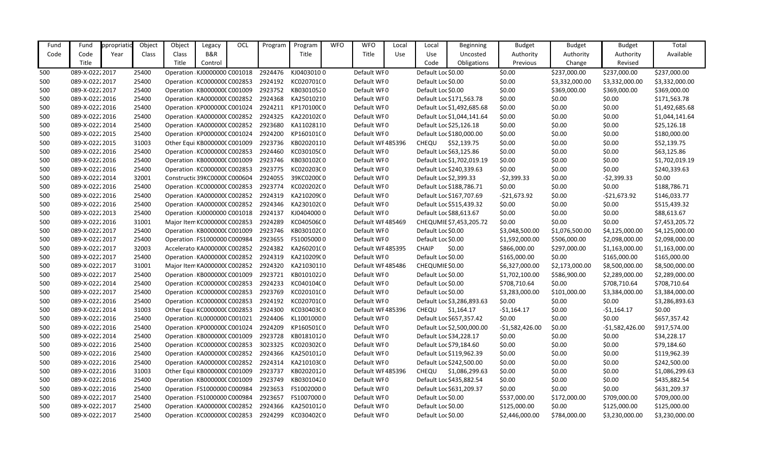| Fund Code | Fund Code Title | ppropriatio Year | Object Class | Object Class Title | Legacy B&R Control | OCL | Program | Program Title | WFO | WFO Title | Local Use | Local Use Code | Beginning Uncosted Obligations | Budget Authority Previous | Budget Authority Change | Budget Authority Revised | Total Available |
|---|---|---|---|---|---|---|---|---|---|---|---|---|---|---|---|---|---|
| 500 | 089-X-022 | 2017 | 25400 | Operation | KJ0000000 | C001018 | 2924476 | KJ0403010 | 0 | Default WF | 0 | | Default Loc | $0.00 | $0.00 | $237,000.00 | $237,000.00 | $237,000.00 |
| 500 | 089-X-022 | 2017 | 25400 | Operation | KC000000C | C002853 | 2924192 | KC020701C | 0 | Default WF | 0 | | Default Loc | $0.00 | $0.00 | $3,332,000.00 | $3,332,000.00 | $3,332,000.00 |
| 500 | 089-X-022 | 2017 | 25400 | Operation | KB000000C | C001009 | 2923752 | KB0301052 | 0 | Default WF | 0 | | Default Loc | $0.00 | $0.00 | $369,000.00 | $369,000.00 | $369,000.00 |
| 500 | 089-X-022 | 2016 | 25400 | Operation | KA000000C | C002852 | 2924368 | KA2501021 | 0 | Default WF | 0 | | Default Loc | $171,563.78 | $0.00 | $0.00 | $0.00 | $171,563.78 |
| 500 | 089-X-022 | 2016 | 25400 | Operation | KP000000C | C001024 | 2924211 | KP170100C | 0 | Default WF | 0 | | Default Loc | $1,492,685.68 | $0.00 | $0.00 | $0.00 | $1,492,685.68 |
| 500 | 089-X-022 | 2016 | 25400 | Operation | KA000000C | C002852 | 2924325 | KA220102C | 0 | Default WF | 0 | | Default Loc | $1,044,141.64 | $0.00 | $0.00 | $0.00 | $1,044,141.64 |
| 500 | 089-X-022 | 2014 | 25400 | Operation | KA000000C | C002852 | 2923680 | KA1102811 | 0 | Default WF | 0 | | Default Loc | $25,126.18 | $0.00 | $0.00 | $0.00 | $25,126.18 |
| 500 | 089-X-022 | 2015 | 25400 | Operation | KP000000C | C001024 | 2924200 | KP160101C | 0 | Default WF | 0 | | Default Loc | $180,000.00 | $0.00 | $0.00 | $0.00 | $180,000.00 |
| 500 | 089-X-022 | 2015 | 31003 | Other Equi | KB000000C | C001009 | 2923736 | KB0202011 | 0 | Default WF | 485396 | | CHEQU | $52,139.75 | $0.00 | $0.00 | $0.00 | $52,139.75 |
| 500 | 089-X-022 | 2016 | 25400 | Operation | KC000000C | C002853 | 2924460 | KC030105C | 0 | Default WF | 0 | | Default Loc | $63,125.86 | $0.00 | $0.00 | $0.00 | $63,125.86 |
| 500 | 089-X-022 | 2016 | 25400 | Operation | KB000000C | C001009 | 2923746 | KB030102C | 0 | Default WF | 0 | | Default Loc | $1,702,019.19 | $0.00 | $0.00 | $0.00 | $1,702,019.19 |
| 500 | 089-X-022 | 2016 | 25400 | Operation | KC000000C | C002853 | 2923775 | KC020203C | 0 | Default WF | 0 | | Default Loc | $240,339.63 | $0.00 | $0.00 | $0.00 | $240,339.63 |
| 500 | 089-X-022 | 2014 | 32001 | Constructic | 39KC0000C | C000604 | 2924055 | 39KC0200C | 0 | Default WF | 0 | | Default Loc | $2,399.33 | -$2,399.33 | $0.00 | -$2,399.33 | $0.00 |
| 500 | 089-X-022 | 2016 | 25400 | Operation | KC000000C | C002853 | 2923774 | KC020202C | 0 | Default WF | 0 | | Default Loc | $188,786.71 | $0.00 | $0.00 | $0.00 | $188,786.71 |
| 500 | 089-X-022 | 2016 | 25400 | Operation | KA000000C | C002852 | 2924319 | KA210209C | 0 | Default WF | 0 | | Default Loc | $167,707.69 | -$21,673.92 | $0.00 | -$21,673.92 | $146,033.77 |
| 500 | 089-X-022 | 2016 | 25400 | Operation | KA000000C | C002852 | 2924346 | KA230102C | 0 | Default WF | 0 | | Default Loc | $515,439.32 | $0.00 | $0.00 | $0.00 | $515,439.32 |
| 500 | 089-X-022 | 2013 | 25400 | Operation | KJ0000000 | C001018 | 2924137 | KJ0404000 | 0 | Default WF | 0 | | Default Loc | $88,613.67 | $0.00 | $0.00 | $0.00 | $88,613.67 |
| 500 | 089-X-022 | 2016 | 31001 | Major Item | KC000000C | C002853 | 2924289 | KC040506C | 0 | Default WF | 485469 | | CHEQUMIE | $7,453,205.72 | $0.00 | $0.00 | $0.00 | $7,453,205.72 |
| 500 | 089-X-022 | 2017 | 25400 | Operation | KB000000C | C001009 | 2923746 | KB030102C | 0 | Default WF | 0 | | Default Loc | $0.00 | $3,048,500.00 | $1,076,500.00 | $4,125,000.00 | $4,125,000.00 |
| 500 | 089-X-022 | 2017 | 25400 | Operation | FS1000000 | C000984 | 2923655 | FS1005000 | 0 | Default WF | 0 | | Default Loc | $0.00 | $1,592,000.00 | $506,000.00 | $2,098,000.00 | $2,098,000.00 |
| 500 | 089-X-022 | 2017 | 32003 | Accelerato | KA000000C | C002852 | 2924382 | KA260201C | 0 | Default WF | 485395 | | CHAIP | $0.00 | $866,000.00 | $297,000.00 | $1,163,000.00 | $1,163,000.00 |
| 500 | 089-X-022 | 2017 | 25400 | Operation | KA000000C | C002852 | 2924319 | KA210209C | 0 | Default WF | 0 | | Default Loc | $0.00 | $165,000.00 | $0.00 | $165,000.00 | $165,000.00 |
| 500 | 089-X-022 | 2017 | 31001 | Major Item | KA000000C | C002852 | 2924320 | KA2103011 | 0 | Default WF | 485486 | | CHEQUMIE | $0.00 | $6,327,000.00 | $2,173,000.00 | $8,500,000.00 | $8,500,000.00 |
| 500 | 089-X-022 | 2017 | 25400 | Operation | KB000000C | C001009 | 2923721 | KB0101022 | 0 | Default WF | 0 | | Default Loc | $0.00 | $1,702,100.00 | $586,900.00 | $2,289,000.00 | $2,289,000.00 |
| 500 | 089-X-022 | 2014 | 25400 | Operation | KC000000C | C002853 | 2924233 | KC040104C | 0 | Default WF | 0 | | Default Loc | $0.00 | $708,710.64 | $0.00 | $708,710.64 | $708,710.64 |
| 500 | 089-X-022 | 2017 | 25400 | Operation | KC000000C | C002853 | 2923769 | KC020101C | 0 | Default WF | 0 | | Default Loc | $0.00 | $3,283,000.00 | $101,000.00 | $3,384,000.00 | $3,384,000.00 |
| 500 | 089-X-022 | 2016 | 25400 | Operation | KC000000C | C002853 | 2924192 | KC020701C | 0 | Default WF | 0 | | Default Loc | $3,286,893.63 | $0.00 | $0.00 | $0.00 | $3,286,893.63 |
| 500 | 089-X-022 | 2014 | 31003 | Other Equi | KC000000C | C002853 | 2924300 | KC030403C | 0 | Default WF | 485396 | | CHEQU | $1,164.17 | -$1,164.17 | $0.00 | -$1,164.17 | $0.00 |
| 500 | 089-X-022 | 2016 | 25400 | Operation | KL0000000 | C001021 | 2924406 | KL1001000 | 0 | Default WF | 0 | | Default Loc | $657,357.42 | $0.00 | $0.00 | $0.00 | $657,357.42 |
| 500 | 089-X-022 | 2016 | 25400 | Operation | KP000000C | C001024 | 2924209 | KP160501C | 0 | Default WF | 0 | | Default Loc | $2,500,000.00 | -$1,582,426.00 | $0.00 | -$1,582,426.00 | $917,574.00 |
| 500 | 089-X-022 | 2014 | 25400 | Operation | KB000000C | C001009 | 2923728 | KB0181012 | 0 | Default WF | 0 | | Default Loc | $34,228.17 | $0.00 | $0.00 | $0.00 | $34,228.17 |
| 500 | 089-X-022 | 2016 | 25400 | Operation | KC000000C | C002853 | 3023325 | KC020302C | 0 | Default WF | 0 | | Default Loc | $79,184.60 | $0.00 | $0.00 | $0.00 | $79,184.60 |
| 500 | 089-X-022 | 2016 | 25400 | Operation | KA000000C | C002852 | 2924366 | KA2501012 | 0 | Default WF | 0 | | Default Loc | $119,962.39 | $0.00 | $0.00 | $0.00 | $119,962.39 |
| 500 | 089-X-022 | 2016 | 25400 | Operation | KA000000C | C002852 | 2924314 | KA210103C | 0 | Default WF | 0 | | Default Loc | $242,500.00 | $0.00 | $0.00 | $0.00 | $242,500.00 |
| 500 | 089-X-022 | 2016 | 31003 | Other Equi | KB000000C | C001009 | 2923737 | KB0202012 | 0 | Default WF | 485396 | | CHEQU | $1,086,299.63 | $0.00 | $0.00 | $0.00 | $1,086,299.63 |
| 500 | 089-X-022 | 2016 | 25400 | Operation | KB000000C | C001009 | 2923749 | KB0301042 | 0 | Default WF | 0 | | Default Loc | $435,882.54 | $0.00 | $0.00 | $0.00 | $435,882.54 |
| 500 | 089-X-022 | 2016 | 25400 | Operation | FS1000000 | C000984 | 2923653 | FS1002000 | 0 | Default WF | 0 | | Default Loc | $631,209.37 | $0.00 | $0.00 | $0.00 | $631,209.37 |
| 500 | 089-X-022 | 2017 | 25400 | Operation | FS1000000 | C000984 | 2923657 | FS1007000 | 0 | Default WF | 0 | | Default Loc | $0.00 | $537,000.00 | $172,000.00 | $709,000.00 | $709,000.00 |
| 500 | 089-X-022 | 2017 | 25400 | Operation | KA000000C | C002852 | 2924366 | KA2501012 | 0 | Default WF | 0 | | Default Loc | $0.00 | $125,000.00 | $0.00 | $125,000.00 | $125,000.00 |
| 500 | 089-X-022 | 2017 | 25400 | Operation | KC000000C | C002853 | 2924299 | KC030402C | 0 | Default WF | 0 | | Default Loc | $0.00 | $2,446,000.00 | $784,000.00 | $3,230,000.00 | $3,230,000.00 |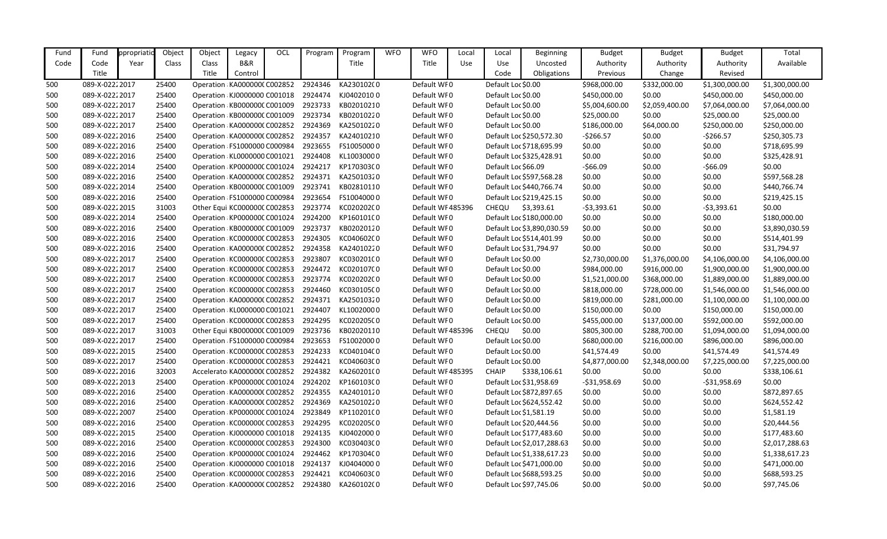| Fund Code | Fund Code Title | ppropriatio Year | Object Class | Object Class Title | Legacy B&R Control | OCL | Program | Program Title | WFO | WFO Title | Local Use | Local Use Code | Beginning Uncosted Obligations | Budget Authority Previous | Budget Authority Change | Budget Authority Revised | Total Available |
|---|---|---|---|---|---|---|---|---|---|---|---|---|---|---|---|---|---|
| 500 | 089-X-022.2017 | | 25400 | Operation | KA000000( | C002852 | 2924346 | KA230102(0 | | Default WF0 | | Default Loc | $0.00 | $968,000.00 | $332,000.00 | $1,300,000.00 | $1,300,000.00 |
| 500 | 089-X-022.2017 | | 25400 | Operation | KJ0000000 | C001018 | 2924474 | KJ04020100 | | Default WF0 | | Default Loc | $0.00 | $450,000.00 | $0.00 | $450,000.00 | $450,000.00 |
| 500 | 089-X-022.2017 | | 25400 | Operation | KB000000( | C001009 | 2923733 | KB02010210 | | Default WF0 | | Default Loc | $0.00 | $5,004,600.00 | $2,059,400.00 | $7,064,000.00 | $7,064,000.00 |
| 500 | 089-X-022.2017 | | 25400 | Operation | KB000000( | C001009 | 2923734 | KB02010220 | | Default WF0 | | Default Loc | $0.00 | $25,000.00 | $0.00 | $25,000.00 | $25,000.00 |
| 500 | 089-X-022.2017 | | 25400 | Operation | KA000000( | C002852 | 2924369 | KA25010220 | | Default WF0 | | Default Loc | $0.00 | $186,000.00 | $64,000.00 | $250,000.00 | $250,000.00 |
| 500 | 089-X-022.2016 | | 25400 | Operation | KA000000( | C002852 | 2924357 | KA24010210 | | Default WF0 | | Default Loc | $250,572.30 | -$266.57 | $0.00 | -$266.57 | $250,305.73 |
| 500 | 089-X-022.2016 | | 25400 | Operation | FS1000000 | C000984 | 2923655 | FS10050000 | | Default WF0 | | Default Loc | $718,695.99 | $0.00 | $0.00 | $0.00 | $718,695.99 |
| 500 | 089-X-022.2016 | | 25400 | Operation | KL0000000 | C001021 | 2924408 | KL10030000 | | Default WF0 | | Default Loc | $325,428.91 | $0.00 | $0.00 | $0.00 | $325,428.91 |
| 500 | 089-X-022.2014 | | 25400 | Operation | KP000000( | C001024 | 2924217 | KP170303(0 | | Default WF0 | | Default Loc | $66.09 | -$66.09 | $0.00 | -$66.09 | $0.00 |
| 500 | 089-X-022.2016 | | 25400 | Operation | KA000000( | C002852 | 2924371 | KA25010320 | | Default WF0 | | Default Loc | $597,568.28 | $0.00 | $0.00 | $0.00 | $597,568.28 |
| 500 | 089-X-022.2014 | | 25400 | Operation | KB000000( | C001009 | 2923741 | KB02810110 | | Default WF0 | | Default Loc | $440,766.74 | $0.00 | $0.00 | $0.00 | $440,766.74 |
| 500 | 089-X-022.2016 | | 25400 | Operation | FS1000000 | C000984 | 2923654 | FS10040000 | | Default WF0 | | Default Loc | $219,425.15 | $0.00 | $0.00 | $0.00 | $219,425.15 |
| 500 | 089-X-022.2015 | | 31003 | Other Equi | KC000000( | C002853 | 2923774 | KC020202(0 | | Default WF | 485396 | CHEQU | $3,393.61 | -$3,393.61 | $0.00 | -$3,393.61 | $0.00 |
| 500 | 089-X-022.2014 | | 25400 | Operation | KP000000( | C001024 | 2924200 | KP160101(0 | | Default WF0 | | Default Loc | $180,000.00 | $0.00 | $0.00 | $0.00 | $180,000.00 |
| 500 | 089-X-022.2016 | | 25400 | Operation | KB000000( | C001009 | 2923737 | KB02020120 | | Default WF0 | | Default Loc | $3,890,030.59 | $0.00 | $0.00 | $0.00 | $3,890,030.59 |
| 500 | 089-X-022.2016 | | 25400 | Operation | KC000000( | C002853 | 2924305 | KC040602(0 | | Default WF0 | | Default Loc | $514,401.99 | $0.00 | $0.00 | $0.00 | $514,401.99 |
| 500 | 089-X-022.2016 | | 25400 | Operation | KA000000( | C002852 | 2924358 | KA24010220 | | Default WF0 | | Default Loc | $31,794.97 | $0.00 | $0.00 | $0.00 | $31,794.97 |
| 500 | 089-X-022.2017 | | 25400 | Operation | KC000000( | C002853 | 2923807 | KC030201(0 | | Default WF0 | | Default Loc | $0.00 | $2,730,000.00 | $1,376,000.00 | $4,106,000.00 | $4,106,000.00 |
| 500 | 089-X-022.2017 | | 25400 | Operation | KC000000( | C002853 | 2924472 | KC020107(0 | | Default WF0 | | Default Loc | $0.00 | $984,000.00 | $916,000.00 | $1,900,000.00 | $1,900,000.00 |
| 500 | 089-X-022.2017 | | 25400 | Operation | KC000000( | C002853 | 2923774 | KC020202(0 | | Default WF0 | | Default Loc | $0.00 | $1,521,000.00 | $368,000.00 | $1,889,000.00 | $1,889,000.00 |
| 500 | 089-X-022.2017 | | 25400 | Operation | KC000000( | C002853 | 2924460 | KC030105(0 | | Default WF0 | | Default Loc | $0.00 | $818,000.00 | $728,000.00 | $1,546,000.00 | $1,546,000.00 |
| 500 | 089-X-022.2017 | | 25400 | Operation | KA000000( | C002852 | 2924371 | KA25010320 | | Default WF0 | | Default Loc | $0.00 | $819,000.00 | $281,000.00 | $1,100,000.00 | $1,100,000.00 |
| 500 | 089-X-022.2017 | | 25400 | Operation | KL0000000 | C001021 | 2924407 | KL10020000 | | Default WF0 | | Default Loc | $0.00 | $150,000.00 | $0.00 | $150,000.00 | $150,000.00 |
| 500 | 089-X-022.2017 | | 25400 | Operation | KC000000( | C002853 | 2924295 | KC020205(0 | | Default WF0 | | Default Loc | $0.00 | $455,000.00 | $137,000.00 | $592,000.00 | $592,000.00 |
| 500 | 089-X-022.2017 | | 31003 | Other Equi | KB000000( | C001009 | 2923736 | KB02020110 | | Default WF | 485396 | CHEQU | $0.00 | $805,300.00 | $288,700.00 | $1,094,000.00 | $1,094,000.00 |
| 500 | 089-X-022.2017 | | 25400 | Operation | FS1000000 | C000984 | 2923653 | FS10020000 | | Default WF0 | | Default Loc | $0.00 | $680,000.00 | $216,000.00 | $896,000.00 | $896,000.00 |
| 500 | 089-X-022.2015 | | 25400 | Operation | KC000000( | C002853 | 2924233 | KC040104(0 | | Default WF0 | | Default Loc | $0.00 | $41,574.49 | $0.00 | $41,574.49 | $41,574.49 |
| 500 | 089-X-022.2017 | | 25400 | Operation | KC000000( | C002853 | 2924421 | KC040603(0 | | Default WF0 | | Default Loc | $0.00 | $4,877,000.00 | $2,348,000.00 | $7,225,000.00 | $7,225,000.00 |
| 500 | 089-X-022.2016 | | 32003 | Accelerato | KA000000( | C002852 | 2924382 | KA260201(0 | | Default WF | 485395 | CHAIP | $338,106.61 | $0.00 | $0.00 | $0.00 | $338,106.61 |
| 500 | 089-X-022.2013 | | 25400 | Operation | KP000000( | C001024 | 2924202 | KP160103(0 | | Default WF0 | | Default Loc | $31,958.69 | -$31,958.69 | $0.00 | -$31,958.69 | $0.00 |
| 500 | 089-X-022.2016 | | 25400 | Operation | KA000000( | C002852 | 2924355 | KA24010120 | | Default WF0 | | Default Loc | $872,897.65 | $0.00 | $0.00 | $0.00 | $872,897.65 |
| 500 | 089-X-022.2016 | | 25400 | Operation | KA000000( | C002852 | 2924369 | KA25010220 | | Default WF0 | | Default Loc | $624,552.42 | $0.00 | $0.00 | $0.00 | $624,552.42 |
| 500 | 089-X-022.2007 | | 25400 | Operation | KP000000( | C001024 | 2923849 | KP110201(0 | | Default WF0 | | Default Loc | $1,581.19 | $0.00 | $0.00 | $0.00 | $1,581.19 |
| 500 | 089-X-022.2016 | | 25400 | Operation | KC000000( | C002853 | 2924295 | KC020205(0 | | Default WF0 | | Default Loc | $20,444.56 | $0.00 | $0.00 | $0.00 | $20,444.56 |
| 500 | 089-X-022.2015 | | 25400 | Operation | KJ0000000 | C001018 | 2924135 | KJ04020000 | | Default WF0 | | Default Loc | $177,483.60 | $0.00 | $0.00 | $0.00 | $177,483.60 |
| 500 | 089-X-022.2016 | | 25400 | Operation | KC000000( | C002853 | 2924300 | KC030403(0 | | Default WF0 | | Default Loc | $2,017,288.63 | $0.00 | $0.00 | $0.00 | $2,017,288.63 |
| 500 | 089-X-022.2016 | | 25400 | Operation | KP000000( | C001024 | 2924462 | KP170304(0 | | Default WF0 | | Default Loc | $1,338,617.23 | $0.00 | $0.00 | $0.00 | $1,338,617.23 |
| 500 | 089-X-022.2016 | | 25400 | Operation | KJ0000000 | C001018 | 2924137 | KJ04040000 | | Default WF0 | | Default Loc | $471,000.00 | $0.00 | $0.00 | $0.00 | $471,000.00 |
| 500 | 089-X-022.2016 | | 25400 | Operation | KC000000( | C002853 | 2924421 | KC040603(0 | | Default WF0 | | Default Loc | $688,593.25 | $0.00 | $0.00 | $0.00 | $688,593.25 |
| 500 | 089-X-022.2016 | | 25400 | Operation | KA000000( | C002852 | 2924380 | KA260102(0 | | Default WF0 | | Default Loc | $97,745.06 | $0.00 | $0.00 | $0.00 | $97,745.06 |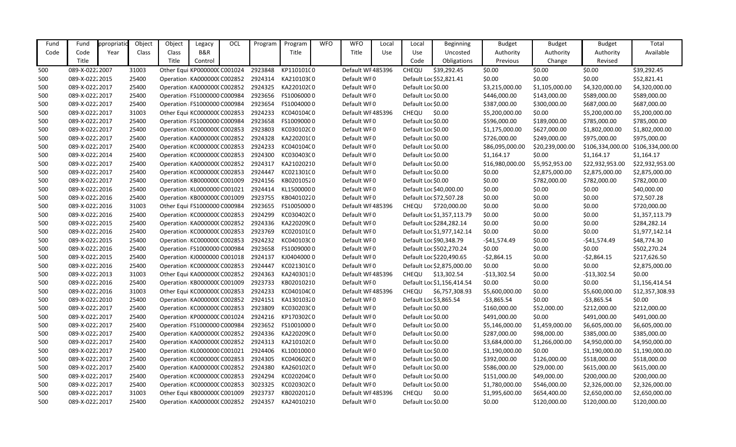| Fund Code | Fund Code Title | ppropriatio Year | Object Class | Object Class Title | Legacy B&R Control | OCL | Program | Program Title | WFO | WFO Title | Local Use | Local Use Code | Beginning Uncosted Obligations | Budget Authority Previous | Budget Authority Change | Budget Authority Revised | Total Available |
|---|---|---|---|---|---|---|---|---|---|---|---|---|---|---|---|---|---|
| 500 | 089-X-022 | 2007 | 31003 | Other Equi | KP000000C | C001024 | 2923848 | KP110101C | 0 | Default WF | 485396 | CHEQU | $39,292.45 | $0.00 | $0.00 | $0.00 | $39,292.45 |
| 500 | 089-X-022 | 2015 | 25400 | Operation | KA000000C | C002852 | 2924314 | KA210103C | 0 | Default WF | 0 | Default Loc | $52,821.41 | $0.00 | $0.00 | $0.00 | $52,821.41 |
| 500 | 089-X-022 | 2017 | 25400 | Operation | KA000000C | C002852 | 2924325 | KA220102C | 0 | Default WF | 0 | Default Loc | $0.00 | $3,215,000.00 | $1,105,000.00 | $4,320,000.00 | $4,320,000.00 |
| 500 | 089-X-022 | 2017 | 25400 | Operation | FS1000000 | C000984 | 2923656 | FS1006000 | 0 | Default WF | 0 | Default Loc | $0.00 | $446,000.00 | $143,000.00 | $589,000.00 | $589,000.00 |
| 500 | 089-X-022 | 2017 | 25400 | Operation | FS1000000 | C000984 | 2923654 | FS1004000 | 0 | Default WF | 0 | Default Loc | $0.00 | $387,000.00 | $300,000.00 | $687,000.00 | $687,000.00 |
| 500 | 089-X-022 | 2017 | 31003 | Other Equi | KC000000C | C002853 | 2924233 | KC040104C | 0 | Default WF | 485396 | CHEQU | $0.00 | $5,200,000.00 | $0.00 | $5,200,000.00 | $5,200,000.00 |
| 500 | 089-X-022 | 2017 | 25400 | Operation | FS1000000 | C000984 | 2923658 | FS1009000 | 0 | Default WF | 0 | Default Loc | $0.00 | $596,000.00 | $189,000.00 | $785,000.00 | $785,000.00 |
| 500 | 089-X-022 | 2017 | 25400 | Operation | KC000000C | C002853 | 2923803 | KC030102C | 0 | Default WF | 0 | Default Loc | $0.00 | $1,175,000.00 | $627,000.00 | $1,802,000.00 | $1,802,000.00 |
| 500 | 089-X-022 | 2017 | 25400 | Operation | KA000000C | C002852 | 2924328 | KA220201C | 0 | Default WF | 0 | Default Loc | $0.00 | $726,000.00 | $249,000.00 | $975,000.00 | $975,000.00 |
| 500 | 089-X-022 | 2017 | 25400 | Operation | KC000000C | C002853 | 2924233 | KC040104C | 0 | Default WF | 0 | Default Loc | $0.00 | $86,095,000.00 | $20,239,000.00 | $106,334,000.00 | $106,334,000.00 |
| 500 | 089-X-022 | 2014 | 25400 | Operation | KC000000C | C002853 | 2924300 | KC030403C | 0 | Default WF | 0 | Default Loc | $0.00 | $1,164.17 | $0.00 | $1,164.17 | $1,164.17 |
| 500 | 089-X-022 | 2017 | 25400 | Operation | KA000000C | C002852 | 2924317 | KA21020210 | | Default WF | 0 | Default Loc | $0.00 | $16,980,000.00 | $5,952,953.00 | $22,932,953.00 | $22,932,953.00 |
| 500 | 089-X-022 | 2017 | 25400 | Operation | KC000000C | C002853 | 2924447 | KC021301C | 0 | Default WF | 0 | Default Loc | $0.00 | $0.00 | $2,875,000.00 | $2,875,000.00 | $2,875,000.00 |
| 500 | 089-X-022 | 2017 | 25400 | Operation | KB000000C | C001009 | 2924156 | KB2010520 | | Default WF | 0 | Default Loc | $0.00 | $0.00 | $782,000.00 | $782,000.00 | $782,000.00 |
| 500 | 089-X-022 | 2016 | 25400 | Operation | KL0000000 | C001021 | 2924414 | KL1500000 | 0 | Default WF | 0 | Default Loc | $40,000.00 | $0.00 | $0.00 | $0.00 | $40,000.00 |
| 500 | 089-X-022 | 2016 | 25400 | Operation | KB000000C | C001009 | 2923755 | KB0401020 | | Default WF | 0 | Default Loc | $72,507.28 | $0.00 | $0.00 | $0.00 | $72,507.28 |
| 500 | 089-X-022 | 2016 | 31003 | Other Equi | FS1000000 | C000984 | 2923655 | FS1005000 | 0 | Default WF | 485396 | CHEQU | $720,000.00 | $0.00 | $0.00 | $0.00 | $720,000.00 |
| 500 | 089-X-022 | 2016 | 25400 | Operation | KC000000C | C002853 | 2924299 | KC030402C | 0 | Default WF | 0 | Default Loc | $1,357,113.79 | $0.00 | $0.00 | $0.00 | $1,357,113.79 |
| 500 | 089-X-022 | 2015 | 25400 | Operation | KA000000C | C002852 | 2924336 | KA220209C | 0 | Default WF | 0 | Default Loc | $284,282.14 | $0.00 | $0.00 | $0.00 | $284,282.14 |
| 500 | 089-X-022 | 2016 | 25400 | Operation | KC000000C | C002853 | 2923769 | KC020101C | 0 | Default WF | 0 | Default Loc | $1,977,142.14 | $0.00 | $0.00 | $0.00 | $1,977,142.14 |
| 500 | 089-X-022 | 2015 | 25400 | Operation | KC000000C | C002853 | 2924232 | KC040103C | 0 | Default WF | 0 | Default Loc | $90,348.79 | -$41,574.49 | $0.00 | -$41,574.49 | $48,774.30 |
| 500 | 089-X-022 | 2016 | 25400 | Operation | FS1000000 | C000984 | 2923658 | FS1009000 | 0 | Default WF | 0 | Default Loc | $502,270.24 | $0.00 | $0.00 | $0.00 | $502,270.24 |
| 500 | 089-X-022 | 2015 | 25400 | Operation | KJ0000000 | C001018 | 2924137 | KJ0404000 | 0 | Default WF | 0 | Default Loc | $220,490.65 | -$2,864.15 | $0.00 | -$2,864.15 | $217,626.50 |
| 500 | 089-X-022 | 2016 | 25400 | Operation | KC000000C | C002853 | 2924447 | KC021301C | 0 | Default WF | 0 | Default Loc | $2,875,000.00 | $0.00 | $0.00 | $0.00 | $2,875,000.00 |
| 500 | 089-X-022 | 2013 | 31003 | Other Equi | KA000000C | C002852 | 2924363 | KA2403013 | 0 | Default WF | 485396 | CHEQU | $13,302.54 | -$13,302.54 | $0.00 | -$13,302.54 | $0.00 |
| 500 | 089-X-022 | 2016 | 25400 | Operation | KB000000C | C001009 | 2923733 | KB02010210 | | Default WF | 0 | Default Loc | $1,156,414.54 | $0.00 | $0.00 | $0.00 | $1,156,414.54 |
| 500 | 089-X-022 | 2016 | 31003 | Other Equi | KC000000C | C002853 | 2924233 | KC040104C | 0 | Default WF | 485396 | CHEQU | $6,757,308.93 | $5,600,000.00 | $0.00 | $5,600,000.00 | $12,357,308.93 |
| 500 | 089-X-022 | 2010 | 25400 | Operation | KA000000C | C002852 | 2924151 | KA1301032 | 0 | Default WF | 0 | Default Loc | $3,865.54 | -$3,865.54 | $0.00 | -$3,865.54 | $0.00 |
| 500 | 089-X-022 | 2017 | 25400 | Operation | KC000000C | C002853 | 2923809 | KC030203C | 0 | Default WF | 0 | Default Loc | $0.00 | $160,000.00 | $52,000.00 | $212,000.00 | $212,000.00 |
| 500 | 089-X-022 | 2017 | 25400 | Operation | KP000000C | C001024 | 2924216 | KP170302C | 0 | Default WF | 0 | Default Loc | $0.00 | $491,000.00 | $0.00 | $491,000.00 | $491,000.00 |
| 500 | 089-X-022 | 2017 | 25400 | Operation | FS1000000 | C000984 | 2923652 | FS1001000 | 0 | Default WF | 0 | Default Loc | $0.00 | $5,146,000.00 | $1,459,000.00 | $6,605,000.00 | $6,605,000.00 |
| 500 | 089-X-022 | 2017 | 25400 | Operation | KA000000C | C002852 | 2924336 | KA220209C | 0 | Default WF | 0 | Default Loc | $0.00 | $287,000.00 | $98,000.00 | $385,000.00 | $385,000.00 |
| 500 | 089-X-022 | 2017 | 25400 | Operation | KA000000C | C002852 | 2924313 | KA210102C | 0 | Default WF | 0 | Default Loc | $0.00 | $3,684,000.00 | $1,266,000.00 | $4,950,000.00 | $4,950,000.00 |
| 500 | 089-X-022 | 2017 | 25400 | Operation | KL0000000 | C001021 | 2924406 | KL1001000 | 0 | Default WF | 0 | Default Loc | $0.00 | $1,190,000.00 | $0.00 | $1,190,000.00 | $1,190,000.00 |
| 500 | 089-X-022 | 2017 | 25400 | Operation | KC000000C | C002853 | 2924305 | KC040602C | 0 | Default WF | 0 | Default Loc | $0.00 | $392,000.00 | $126,000.00 | $518,000.00 | $518,000.00 |
| 500 | 089-X-022 | 2017 | 25400 | Operation | KA000000C | C002852 | 2924380 | KA260102C | 0 | Default WF | 0 | Default Loc | $0.00 | $586,000.00 | $29,000.00 | $615,000.00 | $615,000.00 |
| 500 | 089-X-022 | 2017 | 25400 | Operation | KC000000C | C002853 | 2924294 | KC020204C | 0 | Default WF | 0 | Default Loc | $0.00 | $151,000.00 | $49,000.00 | $200,000.00 | $200,000.00 |
| 500 | 089-X-022 | 2017 | 25400 | Operation | KC000000C | C002853 | 3023325 | KC020302C | 0 | Default WF | 0 | Default Loc | $0.00 | $1,780,000.00 | $546,000.00 | $2,326,000.00 | $2,326,000.00 |
| 500 | 089-X-022 | 2017 | 31003 | Other Equi | KB000000C | C001009 | 2923737 | KB0202012 | 0 | Default WF | 485396 | CHEQU | $0.00 | $1,995,600.00 | $654,400.00 | $2,650,000.00 | $2,650,000.00 |
| 500 | 089-X-022 | 2017 | 25400 | Operation | KA000000C | C002852 | 2924357 | KA24010210 | | Default WF | 0 | Default Loc | $0.00 | $0.00 | $120,000.00 | $120,000.00 | $120,000.00 |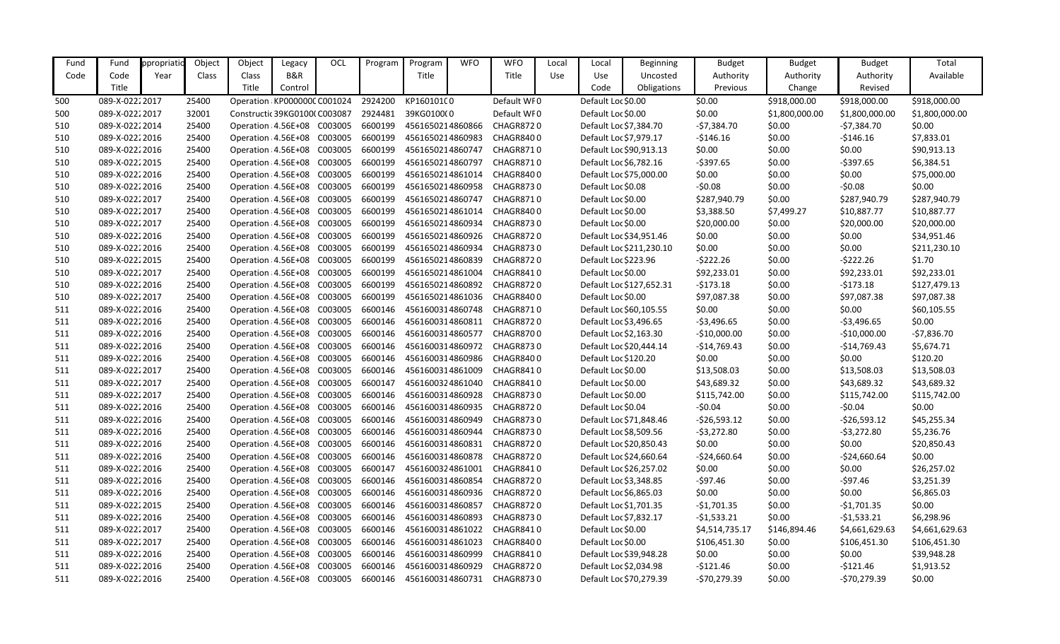| Fund Code | Fund Code Title | ppropriatio Year | Object Class | Object Class Title | Legacy B&R Control | OCL | Program | Program Title | WFO | WFO Title | Local Use | Local Use Code | Beginning Uncosted Obligations | Budget Authority Previous | Budget Authority Change | Budget Authority Revised | Total Available |
|---|---|---|---|---|---|---|---|---|---|---|---|---|---|---|---|---|---|
| 500 | 089-X-022 | 2017 | 25400 | Operation | KP000000 | C001024 | 2924200 | KP160101 | 0 | Default WF | 0 | Default Loc | $0.00 | $0.00 | $918,000.00 | $918,000.00 | $918,000.00 |
| 500 | 089-X-022 | 2017 | 32001 | Constructi | 39KG0100 | C003087 | 2924481 | 39KG0100 | 0 | Default WF | 0 | Default Loc | $0.00 | $0.00 | $1,800,000.00 | $1,800,000.00 | $1,800,000.00 |
| 510 | 089-X-022 | 2014 | 25400 | Operation | 4.56E+08 | C003005 | 6600199 | 4561650214860866 | | CHAGR872 | 0 | Default Loc | $7,384.70 | -$7,384.70 | $0.00 | -$7,384.70 | $0.00 |
| 510 | 089-X-022 | 2016 | 25400 | Operation | 4.56E+08 | C003005 | 6600199 | 4561650214860983 | | CHAGR840 | 0 | Default Loc | $7,979.17 | -$146.16 | $0.00 | -$146.16 | $7,833.01 |
| 510 | 089-X-022 | 2016 | 25400 | Operation | 4.56E+08 | C003005 | 6600199 | 4561650214860747 | | CHAGR871 | 0 | Default Loc | $90,913.13 | $0.00 | $0.00 | $0.00 | $90,913.13 |
| 510 | 089-X-022 | 2015 | 25400 | Operation | 4.56E+08 | C003005 | 6600199 | 4561650214860797 | | CHAGR871 | 0 | Default Loc | $6,782.16 | -$397.65 | $0.00 | -$397.65 | $6,384.51 |
| 510 | 089-X-022 | 2016 | 25400 | Operation | 4.56E+08 | C003005 | 6600199 | 4561650214861014 | | CHAGR840 | 0 | Default Loc | $75,000.00 | $0.00 | $0.00 | $0.00 | $75,000.00 |
| 510 | 089-X-022 | 2016 | 25400 | Operation | 4.56E+08 | C003005 | 6600199 | 4561650214860958 | | CHAGR873 | 0 | Default Loc | $0.08 | -$0.08 | $0.00 | -$0.08 | $0.00 |
| 510 | 089-X-022 | 2017 | 25400 | Operation | 4.56E+08 | C003005 | 6600199 | 4561650214860747 | | CHAGR871 | 0 | Default Loc | $0.00 | $287,940.79 | $0.00 | $287,940.79 | $287,940.79 |
| 510 | 089-X-022 | 2017 | 25400 | Operation | 4.56E+08 | C003005 | 6600199 | 4561650214861014 | | CHAGR840 | 0 | Default Loc | $0.00 | $3,388.50 | $7,499.27 | $10,887.77 | $10,887.77 |
| 510 | 089-X-022 | 2017 | 25400 | Operation | 4.56E+08 | C003005 | 6600199 | 4561650214860934 | | CHAGR873 | 0 | Default Loc | $0.00 | $20,000.00 | $0.00 | $20,000.00 | $20,000.00 |
| 510 | 089-X-022 | 2016 | 25400 | Operation | 4.56E+08 | C003005 | 6600199 | 4561650214860926 | | CHAGR872 | 0 | Default Loc | $34,951.46 | $0.00 | $0.00 | $0.00 | $34,951.46 |
| 510 | 089-X-022 | 2016 | 25400 | Operation | 4.56E+08 | C003005 | 6600199 | 4561650214860934 | | CHAGR873 | 0 | Default Loc | $211,230.10 | $0.00 | $0.00 | $0.00 | $211,230.10 |
| 510 | 089-X-022 | 2015 | 25400 | Operation | 4.56E+08 | C003005 | 6600199 | 4561650214860839 | | CHAGR872 | 0 | Default Loc | $223.96 | -$222.26 | $0.00 | -$222.26 | $1.70 |
| 510 | 089-X-022 | 2017 | 25400 | Operation | 4.56E+08 | C003005 | 6600199 | 4561650214861004 | | CHAGR841 | 0 | Default Loc | $0.00 | $92,233.01 | $0.00 | $92,233.01 | $92,233.01 |
| 510 | 089-X-022 | 2016 | 25400 | Operation | 4.56E+08 | C003005 | 6600199 | 4561650214860892 | | CHAGR872 | 0 | Default Loc | $127,652.31 | -$173.18 | $0.00 | -$173.18 | $127,479.13 |
| 510 | 089-X-022 | 2017 | 25400 | Operation | 4.56E+08 | C003005 | 6600199 | 4561650214861036 | | CHAGR840 | 0 | Default Loc | $0.00 | $97,087.38 | $0.00 | $97,087.38 | $97,087.38 |
| 511 | 089-X-022 | 2016 | 25400 | Operation | 4.56E+08 | C003005 | 6600146 | 4561600314860748 | | CHAGR871 | 0 | Default Loc | $60,105.55 | $0.00 | $0.00 | $0.00 | $60,105.55 |
| 511 | 089-X-022 | 2016 | 25400 | Operation | 4.56E+08 | C003005 | 6600146 | 4561600314860811 | | CHAGR872 | 0 | Default Loc | $3,496.65 | -$3,496.65 | $0.00 | -$3,496.65 | $0.00 |
| 511 | 089-X-022 | 2016 | 25400 | Operation | 4.56E+08 | C003005 | 6600146 | 4561600314860577 | | CHAGR870 | 0 | Default Loc | $2,163.30 | -$10,000.00 | $0.00 | -$10,000.00 | -$7,836.70 |
| 511 | 089-X-022 | 2016 | 25400 | Operation | 4.56E+08 | C003005 | 6600146 | 4561600314860972 | | CHAGR873 | 0 | Default Loc | $20,444.14 | -$14,769.43 | $0.00 | -$14,769.43 | $5,674.71 |
| 511 | 089-X-022 | 2016 | 25400 | Operation | 4.56E+08 | C003005 | 6600146 | 4561600314860986 | | CHAGR840 | 0 | Default Loc | $120.20 | $0.00 | $0.00 | $0.00 | $120.20 |
| 511 | 089-X-022 | 2017 | 25400 | Operation | 4.56E+08 | C003005 | 6600146 | 4561600314861009 | | CHAGR841 | 0 | Default Loc | $0.00 | $13,508.03 | $0.00 | $13,508.03 | $13,508.03 |
| 511 | 089-X-022 | 2017 | 25400 | Operation | 4.56E+08 | C003005 | 6600147 | 4561600324861040 | | CHAGR841 | 0 | Default Loc | $0.00 | $43,689.32 | $0.00 | $43,689.32 | $43,689.32 |
| 511 | 089-X-022 | 2017 | 25400 | Operation | 4.56E+08 | C003005 | 6600146 | 4561600314860928 | | CHAGR873 | 0 | Default Loc | $0.00 | $115,742.00 | $0.00 | $115,742.00 | $115,742.00 |
| 511 | 089-X-022 | 2016 | 25400 | Operation | 4.56E+08 | C003005 | 6600146 | 4561600314860935 | | CHAGR872 | 0 | Default Loc | $0.04 | -$0.04 | $0.00 | -$0.04 | $0.00 |
| 511 | 089-X-022 | 2016 | 25400 | Operation | 4.56E+08 | C003005 | 6600146 | 4561600314860949 | | CHAGR873 | 0 | Default Loc | $71,848.46 | -$26,593.12 | $0.00 | -$26,593.12 | $45,255.34 |
| 511 | 089-X-022 | 2016 | 25400 | Operation | 4.56E+08 | C003005 | 6600146 | 4561600314860944 | | CHAGR873 | 0 | Default Loc | $8,509.56 | -$3,272.80 | $0.00 | -$3,272.80 | $5,236.76 |
| 511 | 089-X-022 | 2016 | 25400 | Operation | 4.56E+08 | C003005 | 6600146 | 4561600314860831 | | CHAGR872 | 0 | Default Loc | $20,850.43 | $0.00 | $0.00 | $0.00 | $20,850.43 |
| 511 | 089-X-022 | 2016 | 25400 | Operation | 4.56E+08 | C003005 | 6600146 | 4561600314860878 | | CHAGR872 | 0 | Default Loc | $24,660.64 | -$24,660.64 | $0.00 | -$24,660.64 | $0.00 |
| 511 | 089-X-022 | 2016 | 25400 | Operation | 4.56E+08 | C003005 | 6600147 | 4561600324861001 | | CHAGR841 | 0 | Default Loc | $26,257.02 | $0.00 | $0.00 | $0.00 | $26,257.02 |
| 511 | 089-X-022 | 2016 | 25400 | Operation | 4.56E+08 | C003005 | 6600146 | 4561600314860854 | | CHAGR872 | 0 | Default Loc | $3,348.85 | -$97.46 | $0.00 | -$97.46 | $3,251.39 |
| 511 | 089-X-022 | 2016 | 25400 | Operation | 4.56E+08 | C003005 | 6600146 | 4561600314860936 | | CHAGR872 | 0 | Default Loc | $6,865.03 | $0.00 | $0.00 | $0.00 | $6,865.03 |
| 511 | 089-X-022 | 2015 | 25400 | Operation | 4.56E+08 | C003005 | 6600146 | 4561600314860857 | | CHAGR872 | 0 | Default Loc | $1,701.35 | -$1,701.35 | $0.00 | -$1,701.35 | $0.00 |
| 511 | 089-X-022 | 2016 | 25400 | Operation | 4.56E+08 | C003005 | 6600146 | 4561600314860893 | | CHAGR873 | 0 | Default Loc | $7,832.17 | -$1,533.21 | $0.00 | -$1,533.21 | $6,298.96 |
| 511 | 089-X-022 | 2017 | 25400 | Operation | 4.56E+08 | C003005 | 6600146 | 4561600314861022 | | CHAGR841 | 0 | Default Loc | $0.00 | $4,514,735.17 | $146,894.46 | $4,661,629.63 | $4,661,629.63 |
| 511 | 089-X-022 | 2017 | 25400 | Operation | 4.56E+08 | C003005 | 6600146 | 4561600314861023 | | CHAGR840 | 0 | Default Loc | $0.00 | $106,451.30 | $0.00 | $106,451.30 | $106,451.30 |
| 511 | 089-X-022 | 2016 | 25400 | Operation | 4.56E+08 | C003005 | 6600146 | 4561600314860999 | | CHAGR841 | 0 | Default Loc | $39,948.28 | $0.00 | $0.00 | $0.00 | $39,948.28 |
| 511 | 089-X-022 | 2016 | 25400 | Operation | 4.56E+08 | C003005 | 6600146 | 4561600314860929 | | CHAGR872 | 0 | Default Loc | $2,034.98 | -$121.46 | $0.00 | -$121.46 | $1,913.52 |
| 511 | 089-X-022 | 2016 | 25400 | Operation | 4.56E+08 | C003005 | 6600146 | 4561600314860731 | | CHAGR873 | 0 | Default Loc | $70,279.39 | -$70,279.39 | $0.00 | -$70,279.39 | $0.00 |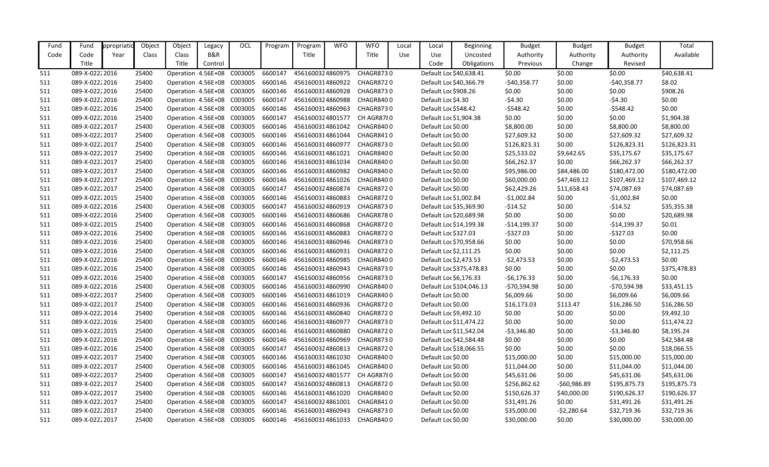| Fund Code | Fund Code Title | ppropriatio Year | Object Class | Object Class Title | Legacy B&R Control | OCL | Program | Program Title | WFO | WFO Title | Local Use | Local Use Code | Beginning Uncosted Obligations | Budget Authority Previous | Budget Authority Change | Budget Authority Revised | Total Available |
|---|---|---|---|---|---|---|---|---|---|---|---|---|---|---|---|---|---|
| 511 | 089-X-022 | 2016 | 25400 | Operation | 4.56E+08 | C003005 | 6600147 | 4561600324860975 | CHAGR873 | 0 | | Default Loc | $40,638.41 | $0.00 | $0.00 | $0.00 | $40,638.41 |
| 511 | 089-X-022 | 2016 | 25400 | Operation | 4.56E+08 | C003005 | 6600146 | 4561600314860922 | CHAGR872 | 0 | | Default Loc | $40,366.79 | -$40,358.77 | $0.00 | -$40,358.77 | $8.02 |
| 511 | 089-X-022 | 2016 | 25400 | Operation | 4.56E+08 | C003005 | 6600146 | 4561600314860928 | CHAGR873 | 0 | | Default Loc | $908.26 | $0.00 | $0.00 | $0.00 | $908.26 |
| 511 | 089-X-022 | 2016 | 25400 | Operation | 4.56E+08 | C003005 | 6600147 | 4561600324860988 | CHAGR840 | 0 | | Default Loc | $4.30 | -$4.30 | $0.00 | -$4.30 | $0.00 |
| 511 | 089-X-022 | 2016 | 25400 | Operation | 4.56E+08 | C003005 | 6600146 | 4561600314860963 | CHAGR873 | 0 | | Default Loc | $548.42 | -$548.42 | $0.00 | -$548.42 | $0.00 |
| 511 | 089-X-022 | 2016 | 25400 | Operation | 4.56E+08 | C003005 | 6600147 | 4561600324801577 | CH AGR87 | 0 | | Default Loc | $1,904.38 | $0.00 | $0.00 | $0.00 | $1,904.38 |
| 511 | 089-X-022 | 2017 | 25400 | Operation | 4.56E+08 | C003005 | 6600146 | 4561600314861042 | CHAGR840 | 0 | | Default Loc | $0.00 | $8,800.00 | $0.00 | $8,800.00 | $8,800.00 |
| 511 | 089-X-022 | 2017 | 25400 | Operation | 4.56E+08 | C003005 | 6600146 | 4561600314861044 | CHAGR841 | 0 | | Default Loc | $0.00 | $27,609.32 | $0.00 | $27,609.32 | $27,609.32 |
| 511 | 089-X-022 | 2017 | 25400 | Operation | 4.56E+08 | C003005 | 6600146 | 4561600314860977 | CHAGR873 | 0 | | Default Loc | $0.00 | $126,823.31 | $0.00 | $126,823.31 | $126,823.31 |
| 511 | 089-X-022 | 2017 | 25400 | Operation | 4.56E+08 | C003005 | 6600146 | 4561600314861021 | CHAGR840 | 0 | | Default Loc | $0.00 | $25,533.02 | $9,642.65 | $35,175.67 | $35,175.67 |
| 511 | 089-X-022 | 2017 | 25400 | Operation | 4.56E+08 | C003005 | 6600146 | 4561600314861034 | CHAGR840 | 0 | | Default Loc | $0.00 | $66,262.37 | $0.00 | $66,262.37 | $66,262.37 |
| 511 | 089-X-022 | 2017 | 25400 | Operation | 4.56E+08 | C003005 | 6600146 | 4561600314860982 | CHAGR840 | 0 | | Default Loc | $0.00 | $95,986.00 | $84,486.00 | $180,472.00 | $180,472.00 |
| 511 | 089-X-022 | 2017 | 25400 | Operation | 4.56E+08 | C003005 | 6600146 | 4561600314861026 | CHAGR840 | 0 | | Default Loc | $0.00 | $60,000.00 | $47,469.12 | $107,469.12 | $107,469.12 |
| 511 | 089-X-022 | 2017 | 25400 | Operation | 4.56E+08 | C003005 | 6600147 | 4561600324860874 | CHAGR872 | 0 | | Default Loc | $0.00 | $62,429.26 | $11,658.43 | $74,087.69 | $74,087.69 |
| 511 | 089-X-022 | 2015 | 25400 | Operation | 4.56E+08 | C003005 | 6600146 | 4561600314860883 | CHAGR872 | 0 | | Default Loc | $1,002.84 | -$1,002.84 | $0.00 | -$1,002.84 | $0.00 |
| 511 | 089-X-022 | 2016 | 25400 | Operation | 4.56E+08 | C003005 | 6600147 | 4561600324860919 | CHAGR873 | 0 | | Default Loc | $35,369.90 | -$14.52 | $0.00 | -$14.52 | $35,355.38 |
| 511 | 089-X-022 | 2016 | 25400 | Operation | 4.56E+08 | C003005 | 6600146 | 4561600314860686 | CHAGR878 | 0 | | Default Loc | $20,689.98 | $0.00 | $0.00 | $0.00 | $20,689.98 |
| 511 | 089-X-022 | 2015 | 25400 | Operation | 4.56E+08 | C003005 | 6600146 | 4561600314860868 | CHAGR872 | 0 | | Default Loc | $14,199.38 | -$14,199.37 | $0.00 | -$14,199.37 | $0.01 |
| 511 | 089-X-022 | 2016 | 25400 | Operation | 4.56E+08 | C003005 | 6600146 | 4561600314860883 | CHAGR872 | 0 | | Default Loc | $327.03 | -$327.03 | $0.00 | -$327.03 | $0.00 |
| 511 | 089-X-022 | 2016 | 25400 | Operation | 4.56E+08 | C003005 | 6600146 | 4561600314860946 | CHAGR873 | 0 | | Default Loc | $70,958.66 | $0.00 | $0.00 | $0.00 | $70,958.66 |
| 511 | 089-X-022 | 2016 | 25400 | Operation | 4.56E+08 | C003005 | 6600146 | 4561600314860931 | CHAGR872 | 0 | | Default Loc | $2,111.25 | $0.00 | $0.00 | $0.00 | $2,111.25 |
| 511 | 089-X-022 | 2016 | 25400 | Operation | 4.56E+08 | C003005 | 6600146 | 4561600314860985 | CHAGR840 | 0 | | Default Loc | $2,473.53 | -$2,473.53 | $0.00 | -$2,473.53 | $0.00 |
| 511 | 089-X-022 | 2016 | 25400 | Operation | 4.56E+08 | C003005 | 6600146 | 4561600314860943 | CHAGR873 | 0 | | Default Loc | $375,478.83 | $0.00 | $0.00 | $0.00 | $375,478.83 |
| 511 | 089-X-022 | 2016 | 25400 | Operation | 4.56E+08 | C003005 | 6600147 | 4561600324860956 | CHAGR873 | 0 | | Default Loc | $6,176.33 | -$6,176.33 | $0.00 | -$6,176.33 | $0.00 |
| 511 | 089-X-022 | 2016 | 25400 | Operation | 4.56E+08 | C003005 | 6600146 | 4561600314860990 | CHAGR840 | 0 | | Default Loc | $104,046.13 | -$70,594.98 | $0.00 | -$70,594.98 | $33,451.15 |
| 511 | 089-X-022 | 2017 | 25400 | Operation | 4.56E+08 | C003005 | 6600146 | 4561600314861019 | CHAGR840 | 0 | | Default Loc | $0.00 | $6,009.66 | $0.00 | $6,009.66 | $6,009.66 |
| 511 | 089-X-022 | 2017 | 25400 | Operation | 4.56E+08 | C003005 | 6600146 | 4561600314860936 | CHAGR872 | 0 | | Default Loc | $0.00 | $16,173.03 | $113.47 | $16,286.50 | $16,286.50 |
| 511 | 089-X-022 | 2014 | 25400 | Operation | 4.56E+08 | C003005 | 6600146 | 4561600314860840 | CHAGR872 | 0 | | Default Loc | $9,492.10 | $0.00 | $0.00 | $0.00 | $9,492.10 |
| 511 | 089-X-022 | 2016 | 25400 | Operation | 4.56E+08 | C003005 | 6600146 | 4561600314860977 | CHAGR873 | 0 | | Default Loc | $11,474.22 | $0.00 | $0.00 | $0.00 | $11,474.22 |
| 511 | 089-X-022 | 2015 | 25400 | Operation | 4.56E+08 | C003005 | 6600146 | 4561600314860880 | CHAGR872 | 0 | | Default Loc | $11,542.04 | -$3,346.80 | $0.00 | -$3,346.80 | $8,195.24 |
| 511 | 089-X-022 | 2016 | 25400 | Operation | 4.56E+08 | C003005 | 6600146 | 4561600314860969 | CHAGR873 | 0 | | Default Loc | $42,584.48 | $0.00 | $0.00 | $0.00 | $42,584.48 |
| 511 | 089-X-022 | 2016 | 25400 | Operation | 4.56E+08 | C003005 | 6600147 | 4561600324860813 | CHAGR872 | 0 | | Default Loc | $18,066.55 | $0.00 | $0.00 | $0.00 | $18,066.55 |
| 511 | 089-X-022 | 2017 | 25400 | Operation | 4.56E+08 | C003005 | 6600146 | 4561600314861030 | CHAGR840 | 0 | | Default Loc | $0.00 | $15,000.00 | $0.00 | $15,000.00 | $15,000.00 |
| 511 | 089-X-022 | 2017 | 25400 | Operation | 4.56E+08 | C003005 | 6600146 | 4561600314861045 | CHAGR840 | 0 | | Default Loc | $0.00 | $11,044.00 | $0.00 | $11,044.00 | $11,044.00 |
| 511 | 089-X-022 | 2017 | 25400 | Operation | 4.56E+08 | C003005 | 6600147 | 4561600324801577 | CH AGR87 | 0 | | Default Loc | $0.00 | $45,631.06 | $0.00 | $45,631.06 | $45,631.06 |
| 511 | 089-X-022 | 2017 | 25400 | Operation | 4.56E+08 | C003005 | 6600147 | 4561600324860813 | CHAGR872 | 0 | | Default Loc | $0.00 | $256,862.62 | -$60,986.89 | $195,875.73 | $195,875.73 |
| 511 | 089-X-022 | 2017 | 25400 | Operation | 4.56E+08 | C003005 | 6600146 | 4561600314861020 | CHAGR840 | 0 | | Default Loc | $0.00 | $150,626.37 | $40,000.00 | $190,626.37 | $190,626.37 |
| 511 | 089-X-022 | 2017 | 25400 | Operation | 4.56E+08 | C003005 | 6600147 | 4561600324861001 | CHAGR841 | 0 | | Default Loc | $0.00 | $31,491.26 | $0.00 | $31,491.26 | $31,491.26 |
| 511 | 089-X-022 | 2017 | 25400 | Operation | 4.56E+08 | C003005 | 6600146 | 4561600314860943 | CHAGR873 | 0 | | Default Loc | $0.00 | $35,000.00 | -$2,280.64 | $32,719.36 | $32,719.36 |
| 511 | 089-X-022 | 2017 | 25400 | Operation | 4.56E+08 | C003005 | 6600146 | 4561600314861033 | CHAGR840 | 0 | | Default Loc | $0.00 | $30,000.00 | $0.00 | $30,000.00 | $30,000.00 |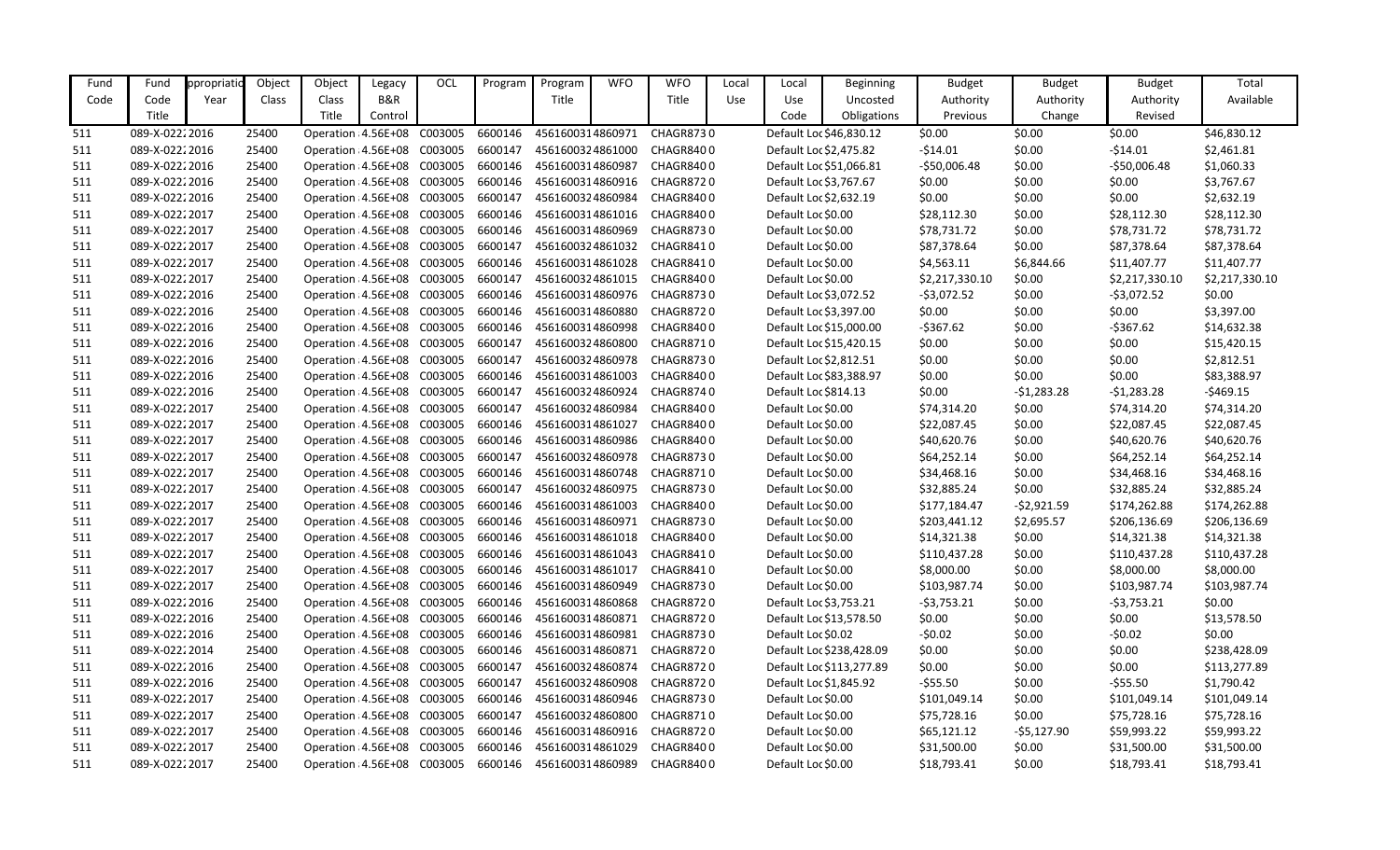| Fund Code | Fund Code Title | ppropriatio Year | Object Class | Object Class Title | Legacy B&R Control | OCL | Program | Program Title | WFO | WFO Title | Local Use | Local Use Code | Beginning Uncosted Obligations | Budget Authority Previous | Budget Authority Change | Budget Authority Revised | Total Available |
|---|---|---|---|---|---|---|---|---|---|---|---|---|---|---|---|---|---|
| 511 | 089-X-0222 | 2016 | 25400 | Operation | 4.56E+08 | C003005 | 6600146 | 4561600314860971 | CHAGR8730 | | | Default Loc | $46,830.12 | $0.00 | $0.00 | $0.00 | $46,830.12 |
| 511 | 089-X-0222 | 2016 | 25400 | Operation | 4.56E+08 | C003005 | 6600147 | 4561600324861000 | CHAGR8400 | | | Default Loc | $2,475.82 | -$14.01 | $0.00 | -$14.01 | $2,461.81 |
| 511 | 089-X-0222 | 2016 | 25400 | Operation | 4.56E+08 | C003005 | 6600146 | 4561600314860987 | CHAGR8400 | | | Default Loc | $51,066.81 | -$50,006.48 | $0.00 | -$50,006.48 | $1,060.33 |
| 511 | 089-X-0222 | 2016 | 25400 | Operation | 4.56E+08 | C003005 | 6600146 | 4561600314860916 | CHAGR8720 | | | Default Loc | $3,767.67 | $0.00 | $0.00 | $0.00 | $3,767.67 |
| 511 | 089-X-0222 | 2016 | 25400 | Operation | 4.56E+08 | C003005 | 6600147 | 4561600324860984 | CHAGR8400 | | | Default Loc | $2,632.19 | $0.00 | $0.00 | $0.00 | $2,632.19 |
| 511 | 089-X-0222 | 2017 | 25400 | Operation | 4.56E+08 | C003005 | 6600146 | 4561600314861016 | CHAGR8400 | | | Default Loc | $0.00 | $28,112.30 | $0.00 | $28,112.30 | $28,112.30 |
| 511 | 089-X-0222 | 2017 | 25400 | Operation | 4.56E+08 | C003005 | 6600146 | 4561600314860969 | CHAGR8730 | | | Default Loc | $0.00 | $78,731.72 | $0.00 | $78,731.72 | $78,731.72 |
| 511 | 089-X-0222 | 2017 | 25400 | Operation | 4.56E+08 | C003005 | 6600147 | 4561600324861032 | CHAGR8410 | | | Default Loc | $0.00 | $87,378.64 | $0.00 | $87,378.64 | $87,378.64 |
| 511 | 089-X-0222 | 2017 | 25400 | Operation | 4.56E+08 | C003005 | 6600146 | 4561600314861028 | CHAGR8410 | | | Default Loc | $0.00 | $4,563.11 | $6,844.66 | $11,407.77 | $11,407.77 |
| 511 | 089-X-0222 | 2017 | 25400 | Operation | 4.56E+08 | C003005 | 6600147 | 4561600324861015 | CHAGR8400 | | | Default Loc | $0.00 | $2,217,330.10 | $0.00 | $2,217,330.10 | $2,217,330.10 |
| 511 | 089-X-0222 | 2016 | 25400 | Operation | 4.56E+08 | C003005 | 6600146 | 4561600314860976 | CHAGR8730 | | | Default Loc | $3,072.52 | -$3,072.52 | $0.00 | -$3,072.52 | $0.00 |
| 511 | 089-X-0222 | 2016 | 25400 | Operation | 4.56E+08 | C003005 | 6600146 | 4561600314860880 | CHAGR8720 | | | Default Loc | $3,397.00 | $0.00 | $0.00 | $0.00 | $3,397.00 |
| 511 | 089-X-0222 | 2016 | 25400 | Operation | 4.56E+08 | C003005 | 6600146 | 4561600314860998 | CHAGR8400 | | | Default Loc | $15,000.00 | -$367.62 | $0.00 | -$367.62 | $14,632.38 |
| 511 | 089-X-0222 | 2016 | 25400 | Operation | 4.56E+08 | C003005 | 6600147 | 4561600324860800 | CHAGR8710 | | | Default Loc | $15,420.15 | $0.00 | $0.00 | $0.00 | $15,420.15 |
| 511 | 089-X-0222 | 2016 | 25400 | Operation | 4.56E+08 | C003005 | 6600147 | 4561600324860978 | CHAGR8730 | | | Default Loc | $2,812.51 | $0.00 | $0.00 | $0.00 | $2,812.51 |
| 511 | 089-X-0222 | 2016 | 25400 | Operation | 4.56E+08 | C003005 | 6600146 | 4561600314861003 | CHAGR8400 | | | Default Loc | $83,388.97 | $0.00 | $0.00 | $0.00 | $83,388.97 |
| 511 | 089-X-0222 | 2016 | 25400 | Operation | 4.56E+08 | C003005 | 6600147 | 4561600324860924 | CHAGR8740 | | | Default Loc | $814.13 | $0.00 | -$1,283.28 | -$1,283.28 | -$469.15 |
| 511 | 089-X-0222 | 2017 | 25400 | Operation | 4.56E+08 | C003005 | 6600147 | 4561600324860984 | CHAGR8400 | | | Default Loc | $0.00 | $74,314.20 | $0.00 | $74,314.20 | $74,314.20 |
| 511 | 089-X-0222 | 2017 | 25400 | Operation | 4.56E+08 | C003005 | 6600146 | 4561600314861027 | CHAGR8400 | | | Default Loc | $0.00 | $22,087.45 | $0.00 | $22,087.45 | $22,087.45 |
| 511 | 089-X-0222 | 2017 | 25400 | Operation | 4.56E+08 | C003005 | 6600146 | 4561600314860986 | CHAGR8400 | | | Default Loc | $0.00 | $40,620.76 | $0.00 | $40,620.76 | $40,620.76 |
| 511 | 089-X-0222 | 2017 | 25400 | Operation | 4.56E+08 | C003005 | 6600147 | 4561600324860978 | CHAGR8730 | | | Default Loc | $0.00 | $64,252.14 | $0.00 | $64,252.14 | $64,252.14 |
| 511 | 089-X-0222 | 2017 | 25400 | Operation | 4.56E+08 | C003005 | 6600146 | 4561600314860748 | CHAGR8710 | | | Default Loc | $0.00 | $34,468.16 | $0.00 | $34,468.16 | $34,468.16 |
| 511 | 089-X-0222 | 2017 | 25400 | Operation | 4.56E+08 | C003005 | 6600147 | 4561600324860975 | CHAGR8730 | | | Default Loc | $0.00 | $32,885.24 | $0.00 | $32,885.24 | $32,885.24 |
| 511 | 089-X-0222 | 2017 | 25400 | Operation | 4.56E+08 | C003005 | 6600146 | 4561600314861003 | CHAGR8400 | | | Default Loc | $0.00 | $177,184.47 | -$2,921.59 | $174,262.88 | $174,262.88 |
| 511 | 089-X-0222 | 2017 | 25400 | Operation | 4.56E+08 | C003005 | 6600146 | 4561600314860971 | CHAGR8730 | | | Default Loc | $0.00 | $203,441.12 | $2,695.57 | $206,136.69 | $206,136.69 |
| 511 | 089-X-0222 | 2017 | 25400 | Operation | 4.56E+08 | C003005 | 6600146 | 4561600314861018 | CHAGR8400 | | | Default Loc | $0.00 | $14,321.38 | $0.00 | $14,321.38 | $14,321.38 |
| 511 | 089-X-0222 | 2017 | 25400 | Operation | 4.56E+08 | C003005 | 6600146 | 4561600314861043 | CHAGR8410 | | | Default Loc | $0.00 | $110,437.28 | $0.00 | $110,437.28 | $110,437.28 |
| 511 | 089-X-0222 | 2017 | 25400 | Operation | 4.56E+08 | C003005 | 6600146 | 4561600314861017 | CHAGR8410 | | | Default Loc | $0.00 | $8,000.00 | $0.00 | $8,000.00 | $8,000.00 |
| 511 | 089-X-0222 | 2017 | 25400 | Operation | 4.56E+08 | C003005 | 6600146 | 4561600314860949 | CHAGR8730 | | | Default Loc | $0.00 | $103,987.74 | $0.00 | $103,987.74 | $103,987.74 |
| 511 | 089-X-0222 | 2016 | 25400 | Operation | 4.56E+08 | C003005 | 6600146 | 4561600314860868 | CHAGR8720 | | | Default Loc | $3,753.21 | -$3,753.21 | $0.00 | -$3,753.21 | $0.00 |
| 511 | 089-X-0222 | 2016 | 25400 | Operation | 4.56E+08 | C003005 | 6600146 | 4561600314860871 | CHAGR8720 | | | Default Loc | $13,578.50 | $0.00 | $0.00 | $0.00 | $13,578.50 |
| 511 | 089-X-0222 | 2016 | 25400 | Operation | 4.56E+08 | C003005 | 6600146 | 4561600314860981 | CHAGR8730 | | | Default Loc | $0.02 | -$0.02 | $0.00 | -$0.02 | $0.00 |
| 511 | 089-X-0222 | 2014 | 25400 | Operation | 4.56E+08 | C003005 | 6600146 | 4561600314860871 | CHAGR8720 | | | Default Loc | $238,428.09 | $0.00 | $0.00 | $0.00 | $238,428.09 |
| 511 | 089-X-0222 | 2016 | 25400 | Operation | 4.56E+08 | C003005 | 6600147 | 4561600324860874 | CHAGR8720 | | | Default Loc | $113,277.89 | $0.00 | $0.00 | $0.00 | $113,277.89 |
| 511 | 089-X-0222 | 2016 | 25400 | Operation | 4.56E+08 | C003005 | 6600147 | 4561600324860908 | CHAGR8720 | | | Default Loc | $1,845.92 | -$55.50 | $0.00 | -$55.50 | $1,790.42 |
| 511 | 089-X-0222 | 2017 | 25400 | Operation | 4.56E+08 | C003005 | 6600146 | 4561600314860946 | CHAGR8730 | | | Default Loc | $0.00 | $101,049.14 | $0.00 | $101,049.14 | $101,049.14 |
| 511 | 089-X-0222 | 2017 | 25400 | Operation | 4.56E+08 | C003005 | 6600147 | 4561600324860800 | CHAGR8710 | | | Default Loc | $0.00 | $75,728.16 | $0.00 | $75,728.16 | $75,728.16 |
| 511 | 089-X-0222 | 2017 | 25400 | Operation | 4.56E+08 | C003005 | 6600146 | 4561600314860916 | CHAGR8720 | | | Default Loc | $0.00 | $65,121.12 | -$5,127.90 | $59,993.22 | $59,993.22 |
| 511 | 089-X-0222 | 2017 | 25400 | Operation | 4.56E+08 | C003005 | 6600146 | 4561600314861029 | CHAGR8400 | | | Default Loc | $0.00 | $31,500.00 | $0.00 | $31,500.00 | $31,500.00 |
| 511 | 089-X-0222 | 2017 | 25400 | Operation | 4.56E+08 | C003005 | 6600146 | 4561600314860989 | CHAGR8400 | | | Default Loc | $0.00 | $18,793.41 | $0.00 | $18,793.41 | $18,793.41 |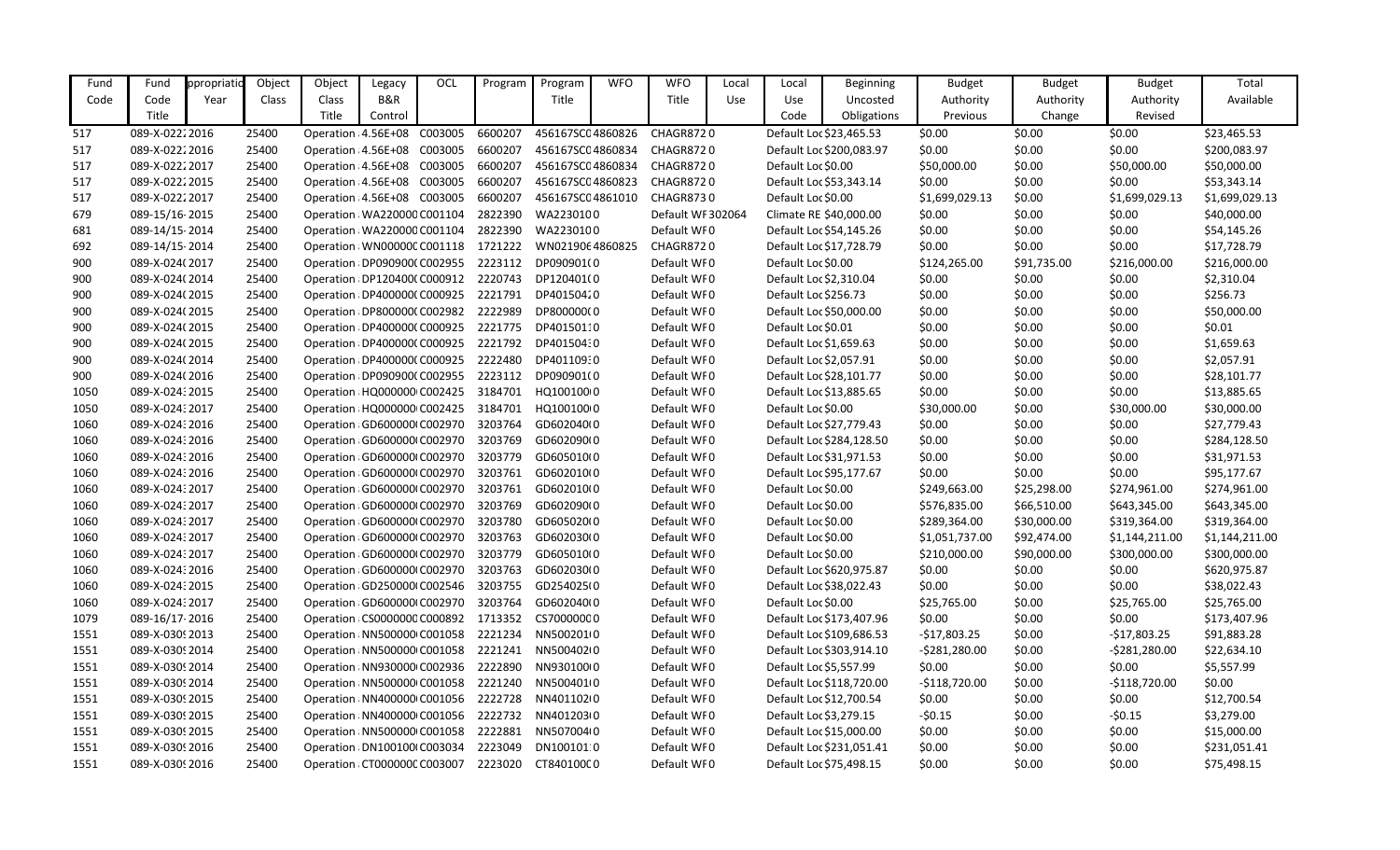| Fund Code | Fund Code Title | ppropriatio Year | Object Class | Object Class Title | Legacy B&R Control | OCL | Program | Program Title | WFO | WFO Title | Local Use | Local Use Code | Beginning Uncosted Obligations | Budget Authority Previous | Budget Authority Change | Budget Authority Revised | Total Available |
|---|---|---|---|---|---|---|---|---|---|---|---|---|---|---|---|---|---|
| 517 | 089-X-022:2016 | | 25400 | Operation 4.56E+08 | | C003005 | 6600207 | 456167SC(4860826 | | CHAGR8720 | | Default Loc | $23,465.53 | $0.00 | $0.00 | $0.00 | $23,465.53 |
| 517 | 089-X-022:2016 | | 25400 | Operation 4.56E+08 | | C003005 | 6600207 | 456167SC(4860834 | | CHAGR8720 | | Default Loc | $200,083.97 | $0.00 | $0.00 | $0.00 | $200,083.97 |
| 517 | 089-X-022:2017 | | 25400 | Operation 4.56E+08 | | C003005 | 6600207 | 456167SC(4860834 | | CHAGR8720 | | Default Loc | $0.00 | $50,000.00 | $0.00 | $50,000.00 | $50,000.00 |
| 517 | 089-X-022:2015 | | 25400 | Operation 4.56E+08 | | C003005 | 6600207 | 456167SC(4860823 | | CHAGR8720 | | Default Loc | $53,343.14 | $0.00 | $0.00 | $0.00 | $53,343.14 |
| 517 | 089-X-022:2017 | | 25400 | Operation 4.56E+08 | | C003005 | 6600207 | 456167SC(4861010 | | CHAGR8730 | | Default Loc | $0.00 | $1,699,029.13 | $0.00 | $1,699,029.13 | $1,699,029.13 |
| 679 | 089-15/16-2015 | | 25400 | Operation WA220000 | | C001104 | 2822390 | WA2230100 | | Default WF302064 | | Climate RE | $40,000.00 | $0.00 | $0.00 | $0.00 | $40,000.00 |
| 681 | 089-14/15-2014 | | 25400 | Operation WA220000 | | C001104 | 2822390 | WA2230100 | | Default WF0 | | Default Loc | $54,145.26 | $0.00 | $0.00 | $0.00 | $54,145.26 |
| 692 | 089-14/15-2014 | | 25400 | Operation WN00000C | | C001118 | 1721222 | WN0219064860825 | | CHAGR8720 | | Default Loc | $17,728.79 | $0.00 | $0.00 | $0.00 | $17,728.79 |
| 900 | 089-X-024(2017 | | 25400 | Operation DP090900( | | C002955 | 2223112 | DP090901(0 | | Default WF0 | | Default Loc | $0.00 | $124,265.00 | $91,735.00 | $216,000.00 | $216,000.00 |
| 900 | 089-X-024(2014 | | 25400 | Operation DP120400( | | C000912 | 2220743 | DP120401(0 | | Default WF0 | | Default Loc | $2,310.04 | $0.00 | $0.00 | $0.00 | $2,310.04 |
| 900 | 089-X-024(2015 | | 25400 | Operation DP400000( | | C000925 | 2221791 | DP40150420 | | Default WF0 | | Default Loc | $256.73 | $0.00 | $0.00 | $0.00 | $256.73 |
| 900 | 089-X-024(2015 | | 25400 | Operation DP800000( | | C002982 | 2222989 | DP800000(0 | | Default WF0 | | Default Loc | $50,000.00 | $0.00 | $0.00 | $0.00 | $50,000.00 |
| 900 | 089-X-024(2015 | | 25400 | Operation DP400000( | | C000925 | 2221775 | DP40150110 | | Default WF0 | | Default Loc | $0.01 | $0.00 | $0.00 | $0.00 | $0.01 |
| 900 | 089-X-024(2015 | | 25400 | Operation DP400000( | | C000925 | 2221792 | DP40150430 | | Default WF0 | | Default Loc | $1,659.63 | $0.00 | $0.00 | $0.00 | $1,659.63 |
| 900 | 089-X-024(2014 | | 25400 | Operation DP400000( | | C000925 | 2222480 | DP40110930 | | Default WF0 | | Default Loc | $2,057.91 | $0.00 | $0.00 | $0.00 | $2,057.91 |
| 900 | 089-X-024(2016 | | 25400 | Operation DP090900( | | C002955 | 2223112 | DP090901(0 | | Default WF0 | | Default Loc | $28,101.77 | $0.00 | $0.00 | $0.00 | $28,101.77 |
| 1050 | 089-X-024:2015 | | 25400 | Operation HQ000000 | | C002425 | 3184701 | HQ100100(0 | | Default WF0 | | Default Loc | $13,885.65 | $0.00 | $0.00 | $0.00 | $13,885.65 |
| 1050 | 089-X-024:2017 | | 25400 | Operation HQ000000 | | C002425 | 3184701 | HQ100100(0 | | Default WF0 | | Default Loc | $0.00 | $30,000.00 | $0.00 | $30,000.00 | $30,000.00 |
| 1060 | 089-X-024:2016 | | 25400 | Operation GD600000 | | C002970 | 3203764 | GD602040(0 | | Default WF0 | | Default Loc | $27,779.43 | $0.00 | $0.00 | $0.00 | $27,779.43 |
| 1060 | 089-X-024:2016 | | 25400 | Operation GD600000 | | C002970 | 3203769 | GD602090(0 | | Default WF0 | | Default Loc | $284,128.50 | $0.00 | $0.00 | $0.00 | $284,128.50 |
| 1060 | 089-X-024:2016 | | 25400 | Operation GD600000 | | C002970 | 3203779 | GD605010(0 | | Default WF0 | | Default Loc | $31,971.53 | $0.00 | $0.00 | $0.00 | $31,971.53 |
| 1060 | 089-X-024:2016 | | 25400 | Operation GD600000 | | C002970 | 3203761 | GD602010(0 | | Default WF0 | | Default Loc | $95,177.67 | $0.00 | $0.00 | $0.00 | $95,177.67 |
| 1060 | 089-X-024:2017 | | 25400 | Operation GD600000 | | C002970 | 3203761 | GD602010(0 | | Default WF0 | | Default Loc | $0.00 | $249,663.00 | $25,298.00 | $274,961.00 | $274,961.00 |
| 1060 | 089-X-024:2017 | | 25400 | Operation GD600000 | | C002970 | 3203769 | GD602090(0 | | Default WF0 | | Default Loc | $0.00 | $576,835.00 | $66,510.00 | $643,345.00 | $643,345.00 |
| 1060 | 089-X-024:2017 | | 25400 | Operation GD600000 | | C002970 | 3203780 | GD605020(0 | | Default WF0 | | Default Loc | $0.00 | $289,364.00 | $30,000.00 | $319,364.00 | $319,364.00 |
| 1060 | 089-X-024:2017 | | 25400 | Operation GD600000 | | C002970 | 3203763 | GD602030(0 | | Default WF0 | | Default Loc | $0.00 | $1,051,737.00 | $92,474.00 | $1,144,211.00 | $1,144,211.00 |
| 1060 | 089-X-024:2017 | | 25400 | Operation GD600000 | | C002970 | 3203779 | GD605010(0 | | Default WF0 | | Default Loc | $0.00 | $210,000.00 | $90,000.00 | $300,000.00 | $300,000.00 |
| 1060 | 089-X-024:2016 | | 25400 | Operation GD600000 | | C002970 | 3203763 | GD602030(0 | | Default WF0 | | Default Loc | $620,975.87 | $0.00 | $0.00 | $0.00 | $620,975.87 |
| 1060 | 089-X-024:2015 | | 25400 | Operation GD250000 | | C002546 | 3203755 | GD254025(0 | | Default WF0 | | Default Loc | $38,022.43 | $0.00 | $0.00 | $0.00 | $38,022.43 |
| 1060 | 089-X-024:2017 | | 25400 | Operation GD600000 | | C002970 | 3203764 | GD602040(0 | | Default WF0 | | Default Loc | $0.00 | $25,765.00 | $0.00 | $25,765.00 | $25,765.00 |
| 1079 | 089-16/17-2016 | | 25400 | Operation CS000000C | | C000892 | 1713352 | CS700000C0 | | Default WF0 | | Default Loc | $173,407.96 | $0.00 | $0.00 | $0.00 | $173,407.96 |
| 1551 | 089-X-0309 2013 | | 25400 | Operation NN500000 | | C001058 | 2221234 | NN500201(0 | | Default WF0 | | Default Loc | $109,686.53 | -$17,803.25 | $0.00 | -$17,803.25 | $91,883.28 |
| 1551 | 089-X-0309 2014 | | 25400 | Operation NN500000 | | C001058 | 2221241 | NN500402(0 | | Default WF0 | | Default Loc | $303,914.10 | -$281,280.00 | $0.00 | -$281,280.00 | $22,634.10 |
| 1551 | 089-X-0309 2014 | | 25400 | Operation NN930000 | | C002936 | 2222890 | NN930100(0 | | Default WF0 | | Default Loc | $5,557.99 | $0.00 | $0.00 | $0.00 | $5,557.99 |
| 1551 | 089-X-0309 2014 | | 25400 | Operation NN500000 | | C001058 | 2221240 | NN500401(0 | | Default WF0 | | Default Loc | $118,720.00 | -$118,720.00 | $0.00 | -$118,720.00 | $0.00 |
| 1551 | 089-X-0309 2015 | | 25400 | Operation NN400000 | | C001056 | 2222728 | NN401102(0 | | Default WF0 | | Default Loc | $12,700.54 | $0.00 | $0.00 | $0.00 | $12,700.54 |
| 1551 | 089-X-0309 2015 | | 25400 | Operation NN400000 | | C001056 | 2222732 | NN401203(0 | | Default WF0 | | Default Loc | $3,279.15 | -$0.15 | $0.00 | -$0.15 | $3,279.00 |
| 1551 | 089-X-0309 2015 | | 25400 | Operation NN500000 | | C001058 | 2222881 | NN507004(0 | | Default WF0 | | Default Loc | $15,000.00 | $0.00 | $0.00 | $0.00 | $15,000.00 |
| 1551 | 089-X-0309 2016 | | 25400 | Operation DN100100 | | C003034 | 2223049 | DN10010110 | | Default WF0 | | Default Loc | $231,051.41 | $0.00 | $0.00 | $0.00 | $231,051.41 |
| 1551 | 089-X-0309 2016 | | 25400 | Operation CT000000C | | C003007 | 2223020 | CT840100C0 | | Default WF0 | | Default Loc | $75,498.15 | $0.00 | $0.00 | $0.00 | $75,498.15 |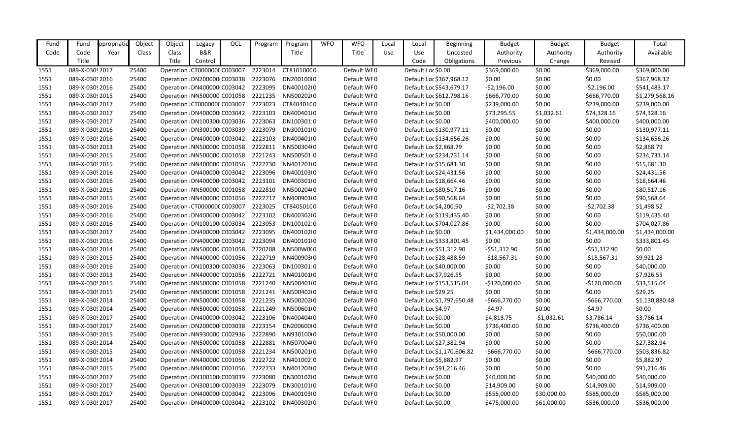| Fund Code | Fund Code Title | ppropriatio Year | Object Class | Object Class Title | Legacy B&R Control | OCL | Program | Program Title | WFO | WFO Title | Local Use | Local Use Code | Beginning Uncosted Obligations | Budget Authority Previous | Budget Authority Change | Budget Authority Revised | Total Available |
|---|---|---|---|---|---|---|---|---|---|---|---|---|---|---|---|---|---|
| 1551 | 089-X-030! | 2017 | 25400 | Operation | CT000000C | C003007 | 2223014 | CT810100C | 0 | Default WF | 0 | Default Loc | $0.00 | $369,000.00 | $0.00 | $369,000.00 | $369,000.00 |
| 1551 | 089-X-030! | 2016 | 25400 | Operation | DN200000 | C003038 | 2223076 | DN200100 | 0 | Default WF | 0 | Default Loc | $367,968.12 | $0.00 | $0.00 | $0.00 | $367,968.12 |
| 1551 | 089-X-030! | 2016 | 25400 | Operation | DN400000 | C003042 | 2223095 | DN400102 | 0 | Default WF | 0 | Default Loc | $543,679.17 | -$2,196.00 | $0.00 | -$2,196.00 | $541,483.17 |
| 1551 | 089-X-030! | 2015 | 25400 | Operation | NN500000 | C001058 | 2221235 | NN500202 | 0 | Default WF | 0 | Default Loc | $612,798.16 | $666,770.00 | $0.00 | $666,770.00 | $1,279,568.16 |
| 1551 | 089-X-030! | 2017 | 25400 | Operation | CT000000C | C003007 | 2223023 | CT840401C | 0 | Default WF | 0 | Default Loc | $0.00 | $239,000.00 | $0.00 | $239,000.00 | $239,000.00 |
| 1551 | 089-X-030! | 2017 | 25400 | Operation | DN400000 | C003042 | 2223103 | DN400401 | 0 | Default WF | 0 | Default Loc | $0.00 | $73,295.55 | $1,032.61 | $74,328.16 | $74,328.16 |
| 1551 | 089-X-030! | 2017 | 25400 | Operation | DN100300 | C003036 | 2223063 | DN100301 | 0 | Default WF | 0 | Default Loc | $0.00 | $400,000.00 | $0.00 | $400,000.00 | $400,000.00 |
| 1551 | 089-X-030! | 2016 | 25400 | Operation | DN300100 | C003039 | 2223079 | DN300101 | 0 | Default WF | 0 | Default Loc | $130,977.11 | $0.00 | $0.00 | $0.00 | $130,977.11 |
| 1551 | 089-X-030! | 2016 | 25400 | Operation | DN400000 | C003042 | 2223103 | DN400401 | 0 | Default WF | 0 | Default Loc | $134,656.26 | $0.00 | $0.00 | $0.00 | $134,656.26 |
| 1551 | 089-X-030! | 2013 | 25400 | Operation | NN500000 | C001058 | 2222811 | NN500304 | 0 | Default WF | 0 | Default Loc | $2,868.79 | $0.00 | $0.00 | $0.00 | $2,868.79 |
| 1551 | 089-X-030! | 2015 | 25400 | Operation | NN500000 | C001058 | 2221243 | NN500501 | 0 | Default WF | 0 | Default Loc | $234,731.14 | $0.00 | $0.00 | $0.00 | $234,731.14 |
| 1551 | 089-X-030! | 2015 | 25400 | Operation | NN400000 | C001056 | 2222730 | NN401201 | 0 | Default WF | 0 | Default Loc | $15,681.30 | $0.00 | $0.00 | $0.00 | $15,681.30 |
| 1551 | 089-X-030! | 2016 | 25400 | Operation | DN400000 | C003042 | 2223096 | DN400103 | 0 | Default WF | 0 | Default Loc | $24,431.56 | $0.00 | $0.00 | $0.00 | $24,431.56 |
| 1551 | 089-X-030! | 2016 | 25400 | Operation | DN400000 | C003042 | 2223101 | DN400301 | 0 | Default WF | 0 | Default Loc | $18,664.46 | $0.00 | $0.00 | $0.00 | $18,664.46 |
| 1551 | 089-X-030! | 2015 | 25400 | Operation | NN500000 | C001058 | 2222810 | NN500204 | 0 | Default WF | 0 | Default Loc | $80,517.16 | $0.00 | $0.00 | $0.00 | $80,517.16 |
| 1551 | 089-X-030! | 2015 | 25400 | Operation | NN400000 | C001056 | 2222717 | NN400901 | 0 | Default WF | 0 | Default Loc | $90,568.64 | $0.00 | $0.00 | $0.00 | $90,568.64 |
| 1551 | 089-X-030! | 2016 | 25400 | Operation | CT000000C | C003007 | 2223025 | CT840501C | 0 | Default WF | 0 | Default Loc | $4,200.90 | -$2,702.38 | $0.00 | -$2,702.38 | $1,498.52 |
| 1551 | 089-X-030! | 2016 | 25400 | Operation | DN400000 | C003042 | 2223102 | DN400302 | 0 | Default WF | 0 | Default Loc | $119,435.40 | $0.00 | $0.00 | $0.00 | $119,435.40 |
| 1551 | 089-X-030! | 2016 | 25400 | Operation | DN100100 | C003034 | 2223053 | DN100102 | 0 | Default WF | 0 | Default Loc | $704,027.86 | $0.00 | $0.00 | $0.00 | $704,027.86 |
| 1551 | 089-X-030! | 2017 | 25400 | Operation | DN400000 | C003042 | 2223095 | DN400102 | 0 | Default WF | 0 | Default Loc | $0.00 | $1,434,000.00 | $0.00 | $1,434,000.00 | $1,434,000.00 |
| 1551 | 089-X-030! | 2016 | 25400 | Operation | DN400000 | C003042 | 2223094 | DN400101 | 0 | Default WF | 0 | Default Loc | $333,801.45 | $0.00 | $0.00 | $0.00 | $333,801.45 |
| 1551 | 089-X-030! | 2014 | 25400 | Operation | NN500000 | C001058 | 2720208 | NN500W0 | 0 | Default WF | 0 | Default Loc | $51,312.90 | -$51,312.90 | $0.00 | -$51,312.90 | $0.00 |
| 1551 | 089-X-030! | 2015 | 25400 | Operation | NN400000 | C001056 | 2222719 | NN400903 | 0 | Default WF | 0 | Default Loc | $28,488.59 | -$18,567.31 | $0.00 | -$18,567.31 | $9,921.28 |
| 1551 | 089-X-030! | 2016 | 25400 | Operation | DN100300 | C003036 | 2223063 | DN100301 | 0 | Default WF | 0 | Default Loc | $40,000.00 | $0.00 | $0.00 | $0.00 | $40,000.00 |
| 1551 | 089-X-030! | 2013 | 25400 | Operation | NN400000 | C001056 | 2222721 | NN401001 | 0 | Default WF | 0 | Default Loc | $7,926.55 | $0.00 | $0.00 | $0.00 | $7,926.55 |
| 1551 | 089-X-030! | 2015 | 25400 | Operation | NN500000 | C001058 | 2221240 | NN500401 | 0 | Default WF | 0 | Default Loc | $153,515.04 | -$120,000.00 | $0.00 | -$120,000.00 | $33,515.04 |
| 1551 | 089-X-030! | 2015 | 25400 | Operation | NN500000 | C001058 | 2221241 | NN500402 | 0 | Default WF | 0 | Default Loc | $29.25 | $0.00 | $0.00 | $0.00 | $29.25 |
| 1551 | 089-X-030! | 2014 | 25400 | Operation | NN500000 | C001058 | 2221235 | NN500202 | 0 | Default WF | 0 | Default Loc | $1,797,650.48 | -$666,770.00 | $0.00 | -$666,770.00 | $1,130,880.48 |
| 1551 | 089-X-030! | 2014 | 25400 | Operation | NN500000 | C001058 | 2221249 | NN500601 | 0 | Default WF | 0 | Default Loc | $4.97 | -$4.97 | $0.00 | -$4.97 | $0.00 |
| 1551 | 089-X-030! | 2017 | 25400 | Operation | DN400000 | C003042 | 2223106 | DN400404 | 0 | Default WF | 0 | Default Loc | $0.00 | $4,818.75 | -$1,032.61 | $3,786.14 | $3,786.14 |
| 1551 | 089-X-030! | 2017 | 25400 | Operation | DN200000 | C003038 | 2223154 | DN200600 | 0 | Default WF | 0 | Default Loc | $0.00 | $736,400.00 | $0.00 | $736,400.00 | $736,400.00 |
| 1551 | 089-X-030! | 2015 | 25400 | Operation | NN930000 | C002936 | 2222890 | NN930100 | 0 | Default WF | 0 | Default Loc | $50,000.00 | $0.00 | $0.00 | $0.00 | $50,000.00 |
| 1551 | 089-X-030! | 2014 | 25400 | Operation | NN500000 | C001058 | 2222881 | NN507004 | 0 | Default WF | 0 | Default Loc | $27,382.94 | $0.00 | $0.00 | $0.00 | $27,382.94 |
| 1551 | 089-X-030! | 2015 | 25400 | Operation | NN500000 | C001058 | 2221234 | NN500201 | 0 | Default WF | 0 | Default Loc | $1,170,606.82 | -$666,770.00 | $0.00 | -$666,770.00 | $503,836.82 |
| 1551 | 089-X-030! | 2014 | 25400 | Operation | NN400000 | C001056 | 2222722 | NN401002 | 0 | Default WF | 0 | Default Loc | $5,882.97 | $0.00 | $0.00 | $0.00 | $5,882.97 |
| 1551 | 089-X-030! | 2015 | 25400 | Operation | NN400000 | C001056 | 2222733 | NN401204 | 0 | Default WF | 0 | Default Loc | $91,216.46 | $0.00 | $0.00 | $0.00 | $91,216.46 |
| 1551 | 089-X-030! | 2017 | 25400 | Operation | DN300100 | C003039 | 2223080 | DN300102 | 0 | Default WF | 0 | Default Loc | $0.00 | $40,000.00 | $0.00 | $40,000.00 | $40,000.00 |
| 1551 | 089-X-030! | 2017 | 25400 | Operation | DN300100 | C003039 | 2223079 | DN300101 | 0 | Default WF | 0 | Default Loc | $0.00 | $14,909.00 | $0.00 | $14,909.00 | $14,909.00 |
| 1551 | 089-X-030! | 2017 | 25400 | Operation | DN400000 | C003042 | 2223096 | DN400103 | 0 | Default WF | 0 | Default Loc | $0.00 | $555,000.00 | $30,000.00 | $585,000.00 | $585,000.00 |
| 1551 | 089-X-030! | 2017 | 25400 | Operation | DN400000 | C003042 | 2223102 | DN400302 | 0 | Default WF | 0 | Default Loc | $0.00 | $475,000.00 | $61,000.00 | $536,000.00 | $536,000.00 |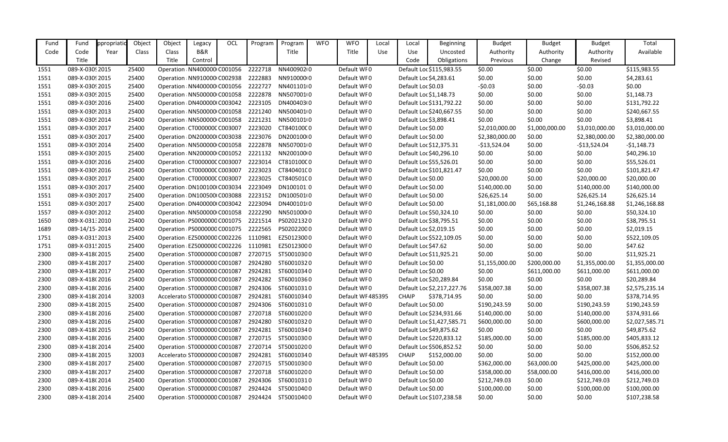| Fund Code | Fund Code Title | ppropriatio Year | Object Class | Object Class Title | Legacy B&R Control | OCL | Program | Program Title | WFO | WFO Title | Local Use | Local Use Code | Beginning Uncosted Obligations | Budget Authority Previous | Budget Authority Change | Budget Authority Revised | Total Available |
|---|---|---|---|---|---|---|---|---|---|---|---|---|---|---|---|---|---|
| 1551 | 089-X-030! | 2015 | 25400 | Operation | NN400000 | C001056 | 2222718 | NN4009020 | 0 | Default WF | 0 | Default Loc | $115,983.55 | $0.00 | $0.00 | $0.00 | $115,983.55 |
| 1551 | 089-X-030! | 2015 | 25400 | Operation | NN910000 | C002938 | 2222883 | NN9100000 | 0 | Default WF | 0 | Default Loc | $4,283.61 | $0.00 | $0.00 | $0.00 | $4,283.61 |
| 1551 | 089-X-030! | 2015 | 25400 | Operation | NN400000 | C001056 | 2222727 | NN4011010 | 0 | Default WF | 0 | Default Loc | $0.03 | -$0.03 | $0.00 | -$0.03 | $0.00 |
| 1551 | 089-X-030! | 2015 | 25400 | Operation | NN500000 | C001058 | 2222878 | NN5070010 | 0 | Default WF | 0 | Default Loc | $1,148.73 | $0.00 | $0.00 | $0.00 | $1,148.73 |
| 1551 | 089-X-030! | 2016 | 25400 | Operation | DN400000 | C003042 | 2223105 | DN4004030 | 0 | Default WF | 0 | Default Loc | $131,792.22 | $0.00 | $0.00 | $0.00 | $131,792.22 |
| 1551 | 089-X-030! | 2013 | 25400 | Operation | NN500000 | C001058 | 2221240 | NN5004010 | 0 | Default WF | 0 | Default Loc | $240,667.55 | $0.00 | $0.00 | $0.00 | $240,667.55 |
| 1551 | 089-X-030! | 2014 | 25400 | Operation | NN500000 | C001058 | 2221231 | NN5001010 | 0 | Default WF | 0 | Default Loc | $3,898.41 | $0.00 | $0.00 | $0.00 | $3,898.41 |
| 1551 | 089-X-030! | 2017 | 25400 | Operation | CT000000 | C003007 | 2223020 | CT8401000 | 0 | Default WF | 0 | Default Loc | $0.00 | $2,010,000.00 | $1,000,000.00 | $3,010,000.00 | $3,010,000.00 |
| 1551 | 089-X-030! | 2017 | 25400 | Operation | DN200000 | C003038 | 2223076 | DN2001000 | 0 | Default WF | 0 | Default Loc | $0.00 | $2,380,000.00 | $0.00 | $2,380,000.00 | $2,380,000.00 |
| 1551 | 089-X-030! | 2014 | 25400 | Operation | NN500000 | C001058 | 2222878 | NN5070010 | 0 | Default WF | 0 | Default Loc | $12,375.31 | -$13,524.04 | $0.00 | -$13,524.04 | -$1,148.73 |
| 1551 | 089-X-030! | 2015 | 25400 | Operation | NN200000 | C001052 | 2221132 | NN2001000 | 0 | Default WF | 0 | Default Loc | $40,296.10 | $0.00 | $0.00 | $0.00 | $40,296.10 |
| 1551 | 089-X-030! | 2016 | 25400 | Operation | CT000000 | C003007 | 2223014 | CT8101000 | 0 | Default WF | 0 | Default Loc | $55,526.01 | $0.00 | $0.00 | $0.00 | $55,526.01 |
| 1551 | 089-X-030! | 2016 | 25400 | Operation | CT000000 | C003007 | 2223023 | CT8404010 | 0 | Default WF | 0 | Default Loc | $101,821.47 | $0.00 | $0.00 | $0.00 | $101,821.47 |
| 1551 | 089-X-030! | 2017 | 25400 | Operation | CT000000 | C003007 | 2223025 | CT8405010 | 0 | Default WF | 0 | Default Loc | $0.00 | $20,000.00 | $0.00 | $20,000.00 | $20,000.00 |
| 1551 | 089-X-030! | 2017 | 25400 | Operation | DN100100 | C003034 | 2223049 | DN1001010 | 0 | Default WF | 0 | Default Loc | $0.00 | $140,000.00 | $0.00 | $140,000.00 | $140,000.00 |
| 1551 | 089-X-030! | 2017 | 25400 | Operation | DN100500 | C003088 | 2223152 | DN1005010 | 0 | Default WF | 0 | Default Loc | $0.00 | $26,625.14 | $0.00 | $26,625.14 | $26,625.14 |
| 1551 | 089-X-030! | 2017 | 25400 | Operation | DN400000 | C003042 | 2223094 | DN4001010 | 0 | Default WF | 0 | Default Loc | $0.00 | $1,181,000.00 | $65,168.88 | $1,246,168.88 | $1,246,168.88 |
| 1557 | 089-X-030! | 2012 | 25400 | Operation | NN500000 | C001058 | 2222290 | NN5010000 | 0 | Default WF | 0 | Default Loc | $50,324.10 | $0.00 | $0.00 | $0.00 | $50,324.10 |
| 1650 | 089-X-031 | 2010 | 25400 | Operation | PS000000 | C001075 | 2221514 | PS0202132 | 0 | Default WF | 0 | Default Loc | $38,795.51 | $0.00 | $0.00 | $0.00 | $38,795.51 |
| 1689 | 089-14/15- | 2014 | 25400 | Operation | PS000000 | C001075 | 2222565 | PS0202200 | 0 | Default WF | 0 | Default Loc | $2,019.15 | $0.00 | $0.00 | $0.00 | $2,019.15 |
| 1751 | 089-X-031! | 2013 | 25400 | Operation | EZ500000 | C002226 | 1110981 | EZ5012300 | 0 | Default WF | 0 | Default Loc | $522,109.05 | $0.00 | $0.00 | $0.00 | $522,109.05 |
| 1751 | 089-X-031! | 2015 | 25400 | Operation | EZ500000 | C002226 | 1110981 | EZ5012300 | 0 | Default WF | 0 | Default Loc | $47.62 | $0.00 | $0.00 | $0.00 | $47.62 |
| 2300 | 089-X-418( | 2015 | 25400 | Operation | ST000000 | C001087 | 2720715 | ST5001030 | 0 | Default WF | 0 | Default Loc | $11,925.21 | $0.00 | $0.00 | $0.00 | $11,925.21 |
| 2300 | 089-X-418( | 2017 | 25400 | Operation | ST000000 | C001087 | 2924280 | ST6001032 | 0 | Default WF | 0 | Default Loc | $0.00 | $1,155,000.00 | $200,000.00 | $1,355,000.00 | $1,355,000.00 |
| 2300 | 089-X-418( | 2017 | 25400 | Operation | ST000000 | C001087 | 2924281 | ST6001034 | 0 | Default WF | 0 | Default Loc | $0.00 | $0.00 | $611,000.00 | $611,000.00 | $611,000.00 |
| 2300 | 089-X-418( | 2016 | 25400 | Operation | ST000000 | C001087 | 2924282 | ST6001036 | 0 | Default WF | 0 | Default Loc | $20,289.84 | $0.00 | $0.00 | $0.00 | $20,289.84 |
| 2300 | 089-X-418( | 2016 | 25400 | Operation | ST000000 | C001087 | 2924306 | ST6001031 | 0 | Default WF | 0 | Default Loc | $2,217,227.76 | $358,007.38 | $0.00 | $358,007.38 | $2,575,235.14 |
| 2300 | 089-X-418( | 2014 | 32003 | Accelerato | ST000000 | C001087 | 2924281 | ST6001034 | 0 | Default WF | 485395 | CHAIP | $378,714.95 | $0.00 | $0.00 | $0.00 | $378,714.95 |
| 2300 | 089-X-418( | 2015 | 25400 | Operation | ST000000 | C001087 | 2924306 | ST6001031 | 0 | Default WF | 0 | Default Loc | $0.00 | $190,243.59 | $0.00 | $190,243.59 | $190,243.59 |
| 2300 | 089-X-418( | 2016 | 25400 | Operation | ST000000 | C001087 | 2720718 | ST6001020 | 0 | Default WF | 0 | Default Loc | $234,931.66 | $140,000.00 | $0.00 | $140,000.00 | $374,931.66 |
| 2300 | 089-X-418( | 2016 | 25400 | Operation | ST000000 | C001087 | 2924280 | ST6001032 | 0 | Default WF | 0 | Default Loc | $1,427,585.71 | $600,000.00 | $0.00 | $600,000.00 | $2,027,585.71 |
| 2300 | 089-X-418( | 2015 | 25400 | Operation | ST000000 | C001087 | 2924281 | ST6001034 | 0 | Default WF | 0 | Default Loc | $49,875.62 | $0.00 | $0.00 | $0.00 | $49,875.62 |
| 2300 | 089-X-418( | 2016 | 25400 | Operation | ST000000 | C001087 | 2720715 | ST5001030 | 0 | Default WF | 0 | Default Loc | $220,833.12 | $185,000.00 | $0.00 | $185,000.00 | $405,833.12 |
| 2300 | 089-X-418( | 2014 | 25400 | Operation | ST000000 | C001087 | 2720714 | ST5001020 | 0 | Default WF | 0 | Default Loc | $506,852.52 | $0.00 | $0.00 | $0.00 | $506,852.52 |
| 2300 | 089-X-418( | 2015 | 32003 | Accelerato | ST000000 | C001087 | 2924281 | ST6001034 | 0 | Default WF | 485395 | CHAIP | $152,000.00 | $0.00 | $0.00 | $0.00 | $152,000.00 |
| 2300 | 089-X-418( | 2017 | 25400 | Operation | ST000000 | C001087 | 2720715 | ST5001030 | 0 | Default WF | 0 | Default Loc | $0.00 | $362,000.00 | $63,000.00 | $425,000.00 | $425,000.00 |
| 2300 | 089-X-418( | 2017 | 25400 | Operation | ST000000 | C001087 | 2720718 | ST6001020 | 0 | Default WF | 0 | Default Loc | $0.00 | $358,000.00 | $58,000.00 | $416,000.00 | $416,000.00 |
| 2300 | 089-X-418( | 2014 | 25400 | Operation | ST000000 | C001087 | 2924306 | ST6001031 | 0 | Default WF | 0 | Default Loc | $0.00 | $212,749.03 | $0.00 | $212,749.03 | $212,749.03 |
| 2300 | 089-X-418( | 2016 | 25400 | Operation | ST000000 | C001087 | 2924424 | ST5001040 | 0 | Default WF | 0 | Default Loc | $0.00 | $100,000.00 | $0.00 | $100,000.00 | $100,000.00 |
| 2300 | 089-X-418( | 2014 | 25400 | Operation | ST000000 | C001087 | 2924424 | ST5001040 | 0 | Default WF | 0 | Default Loc | $107,238.58 | $0.00 | $0.00 | $0.00 | $107,238.58 |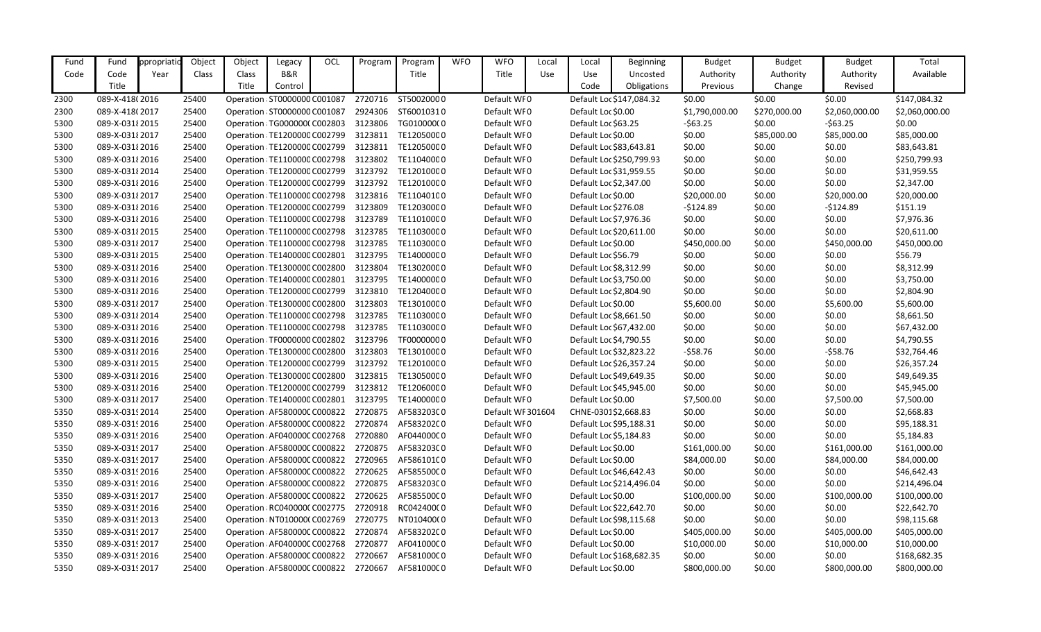| Fund Code | Fund Code Title | ppropriatio Year | Object Class | Object Class Title | Legacy B&R Control | OCL | Program | Program Title | WFO | WFO Title | Local Use | Local Use Code | Beginning Uncosted Obligations | Budget Authority Previous | Budget Authority Change | Budget Authority Revised | Total Available |
|---|---|---|---|---|---|---|---|---|---|---|---|---|---|---|---|---|---|
| 2300 | 089-X-418( | 2016 | 25400 | Operation | ST0000000 | C001087 | 2720716 | ST50020000 | | Default WF | 0 | Default Loc | $147,084.32 | $0.00 | $0.00 | $0.00 | $147,084.32 |
| 2300 | 089-X-418( | 2017 | 25400 | Operation | ST0000000 | C001087 | 2924306 | ST60010310 | | Default WF | 0 | Default Loc | $0.00 | $1,790,000.00 | $270,000.00 | $2,060,000.00 | $2,060,000.00 |
| 5300 | 089-X-031 | 2015 | 25400 | Operation | TG000000 | C002803 | 3123806 | TG010000 | 0 | Default WF | 0 | Default Loc | $63.25 | -$63.25 | $0.00 | -$63.25 | $0.00 |
| 5300 | 089-X-031 | 2017 | 25400 | Operation | TE120000 | C002799 | 3123811 | TE12050000 | | Default WF | 0 | Default Loc | $0.00 | $0.00 | $85,000.00 | $85,000.00 | $85,000.00 |
| 5300 | 089-X-031 | 2016 | 25400 | Operation | TE120000 | C002799 | 3123811 | TE12050000 | | Default WF | 0 | Default Loc | $83,643.81 | $0.00 | $0.00 | $0.00 | $83,643.81 |
| 5300 | 089-X-031 | 2016 | 25400 | Operation | TE110000 | C002798 | 3123802 | TE11040000 | | Default WF | 0 | Default Loc | $250,799.93 | $0.00 | $0.00 | $0.00 | $250,799.93 |
| 5300 | 089-X-031 | 2014 | 25400 | Operation | TE120000 | C002799 | 3123792 | TE12010000 | | Default WF | 0 | Default Loc | $31,959.55 | $0.00 | $0.00 | $0.00 | $31,959.55 |
| 5300 | 089-X-031 | 2016 | 25400 | Operation | TE120000 | C002799 | 3123792 | TE12010000 | | Default WF | 0 | Default Loc | $2,347.00 | $0.00 | $0.00 | $0.00 | $2,347.00 |
| 5300 | 089-X-031 | 2017 | 25400 | Operation | TE110000 | C002798 | 3123816 | TE11040100 | | Default WF | 0 | Default Loc | $0.00 | $20,000.00 | $0.00 | $20,000.00 | $20,000.00 |
| 5300 | 089-X-031 | 2016 | 25400 | Operation | TE120000 | C002799 | 3123809 | TE12030000 | | Default WF | 0 | Default Loc | $276.08 | -$124.89 | $0.00 | -$124.89 | $151.19 |
| 5300 | 089-X-031 | 2016 | 25400 | Operation | TE110000 | C002798 | 3123789 | TE11010000 | | Default WF | 0 | Default Loc | $7,976.36 | $0.00 | $0.00 | $0.00 | $7,976.36 |
| 5300 | 089-X-031 | 2015 | 25400 | Operation | TE110000 | C002798 | 3123785 | TE11030000 | | Default WF | 0 | Default Loc | $20,611.00 | $0.00 | $0.00 | $0.00 | $20,611.00 |
| 5300 | 089-X-031 | 2017 | 25400 | Operation | TE110000 | C002798 | 3123785 | TE11030000 | | Default WF | 0 | Default Loc | $0.00 | $450,000.00 | $0.00 | $450,000.00 | $450,000.00 |
| 5300 | 089-X-031 | 2015 | 25400 | Operation | TE140000 | C002801 | 3123795 | TE14000000 | | Default WF | 0 | Default Loc | $56.79 | $0.00 | $0.00 | $0.00 | $56.79 |
| 5300 | 089-X-031 | 2016 | 25400 | Operation | TE130000 | C002800 | 3123804 | TE13020000 | | Default WF | 0 | Default Loc | $8,312.99 | $0.00 | $0.00 | $0.00 | $8,312.99 |
| 5300 | 089-X-031 | 2016 | 25400 | Operation | TE140000 | C002801 | 3123795 | TE14000000 | | Default WF | 0 | Default Loc | $3,750.00 | $0.00 | $0.00 | $0.00 | $3,750.00 |
| 5300 | 089-X-031 | 2016 | 25400 | Operation | TE120000 | C002799 | 3123810 | TE12040000 | | Default WF | 0 | Default Loc | $2,804.90 | $0.00 | $0.00 | $0.00 | $2,804.90 |
| 5300 | 089-X-031 | 2017 | 25400 | Operation | TE130000 | C002800 | 3123803 | TE13010000 | | Default WF | 0 | Default Loc | $0.00 | $5,600.00 | $0.00 | $5,600.00 | $5,600.00 |
| 5300 | 089-X-031 | 2014 | 25400 | Operation | TE110000 | C002798 | 3123785 | TE11030000 | | Default WF | 0 | Default Loc | $8,661.50 | $0.00 | $0.00 | $0.00 | $8,661.50 |
| 5300 | 089-X-031 | 2016 | 25400 | Operation | TE110000 | C002798 | 3123785 | TE11030000 | | Default WF | 0 | Default Loc | $67,432.00 | $0.00 | $0.00 | $0.00 | $67,432.00 |
| 5300 | 089-X-031 | 2016 | 25400 | Operation | TF000000 | C002802 | 3123796 | TF00000000 | | Default WF | 0 | Default Loc | $4,790.55 | $0.00 | $0.00 | $0.00 | $4,790.55 |
| 5300 | 089-X-031 | 2016 | 25400 | Operation | TE130000 | C002800 | 3123803 | TE13010000 | | Default WF | 0 | Default Loc | $32,823.22 | -$58.76 | $0.00 | -$58.76 | $32,764.46 |
| 5300 | 089-X-031 | 2015 | 25400 | Operation | TE120000 | C002799 | 3123792 | TE12010000 | | Default WF | 0 | Default Loc | $26,357.24 | $0.00 | $0.00 | $0.00 | $26,357.24 |
| 5300 | 089-X-031 | 2016 | 25400 | Operation | TE130000 | C002800 | 3123815 | TE13050000 | | Default WF | 0 | Default Loc | $49,649.35 | $0.00 | $0.00 | $0.00 | $49,649.35 |
| 5300 | 089-X-031 | 2016 | 25400 | Operation | TE120000 | C002799 | 3123812 | TE12060000 | | Default WF | 0 | Default Loc | $45,945.00 | $0.00 | $0.00 | $0.00 | $45,945.00 |
| 5300 | 089-X-031 | 2017 | 25400 | Operation | TE140000 | C002801 | 3123795 | TE14000000 | | Default WF | 0 | Default Loc | $0.00 | $7,500.00 | $0.00 | $7,500.00 | $7,500.00 |
| 5350 | 089-X-031 | 2014 | 25400 | Operation | AF580000 | C000822 | 2720875 | AF583203C | 0 | Default WF | 301604 | CHNE-0301 | $2,668.83 | $0.00 | $0.00 | $0.00 | $2,668.83 |
| 5350 | 089-X-031 | 2016 | 25400 | Operation | AF580000 | C000822 | 2720874 | AF583202C | 0 | Default WF | 0 | Default Loc | $95,188.31 | $0.00 | $0.00 | $0.00 | $95,188.31 |
| 5350 | 089-X-031 | 2016 | 25400 | Operation | AF040000 | C002768 | 2720880 | AF044000C | 0 | Default WF | 0 | Default Loc | $5,184.83 | $0.00 | $0.00 | $0.00 | $5,184.83 |
| 5350 | 089-X-031 | 2017 | 25400 | Operation | AF580000 | C000822 | 2720875 | AF583203C | 0 | Default WF | 0 | Default Loc | $0.00 | $161,000.00 | $0.00 | $161,000.00 | $161,000.00 |
| 5350 | 089-X-031 | 2017 | 25400 | Operation | AF580000 | C000822 | 2720965 | AF586101C | 0 | Default WF | 0 | Default Loc | $0.00 | $84,000.00 | $0.00 | $84,000.00 | $84,000.00 |
| 5350 | 089-X-031 | 2016 | 25400 | Operation | AF580000 | C000822 | 2720625 | AF585500C | 0 | Default WF | 0 | Default Loc | $46,642.43 | $0.00 | $0.00 | $0.00 | $46,642.43 |
| 5350 | 089-X-031 | 2016 | 25400 | Operation | AF580000 | C000822 | 2720875 | AF583203C | 0 | Default WF | 0 | Default Loc | $214,496.04 | $0.00 | $0.00 | $0.00 | $214,496.04 |
| 5350 | 089-X-031 | 2017 | 25400 | Operation | AF580000 | C000822 | 2720625 | AF585500C | 0 | Default WF | 0 | Default Loc | $0.00 | $100,000.00 | $0.00 | $100,000.00 | $100,000.00 |
| 5350 | 089-X-031 | 2016 | 25400 | Operation | RC040000 | C002775 | 2720918 | RC042400C | 0 | Default WF | 0 | Default Loc | $22,642.70 | $0.00 | $0.00 | $0.00 | $22,642.70 |
| 5350 | 089-X-031 | 2013 | 25400 | Operation | NT010000 | C002769 | 2720775 | NT010400C | 0 | Default WF | 0 | Default Loc | $98,115.68 | $0.00 | $0.00 | $0.00 | $98,115.68 |
| 5350 | 089-X-031 | 2017 | 25400 | Operation | AF580000 | C000822 | 2720874 | AF583202C | 0 | Default WF | 0 | Default Loc | $0.00 | $405,000.00 | $0.00 | $405,000.00 | $405,000.00 |
| 5350 | 089-X-031 | 2017 | 25400 | Operation | AF040000 | C002768 | 2720877 | AF041000C | 0 | Default WF | 0 | Default Loc | $0.00 | $10,000.00 | $0.00 | $10,000.00 | $10,000.00 |
| 5350 | 089-X-031 | 2016 | 25400 | Operation | AF580000 | C000822 | 2720667 | AF581000C | 0 | Default WF | 0 | Default Loc | $168,682.35 | $0.00 | $0.00 | $0.00 | $168,682.35 |
| 5350 | 089-X-031 | 2017 | 25400 | Operation | AF580000 | C000822 | 2720667 | AF581000C | 0 | Default WF | 0 | Default Loc | $0.00 | $800,000.00 | $0.00 | $800,000.00 | $800,000.00 |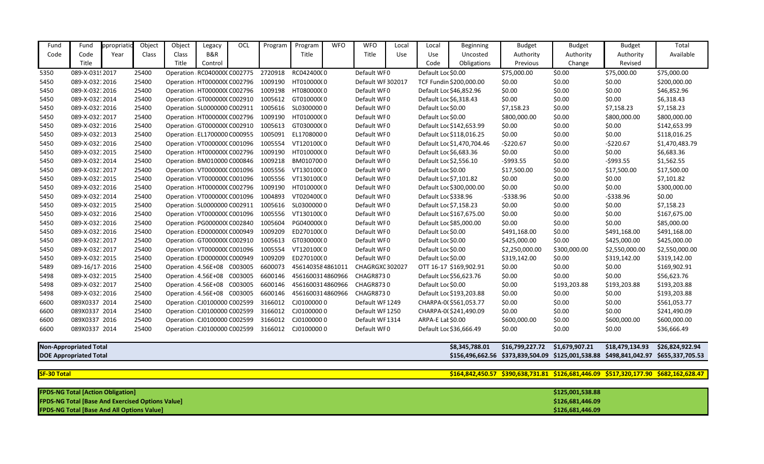| Fund Code | Fund Code Title | Appropriation Year | Object Class | Object Class Title | Legacy B&R Control | OCL | Program | Program Title | WFO | WFO Title | Local Use | Local Use Code | Beginning Uncosted Obligations | Budget Authority Previous | Budget Authority Change | Budget Authority Revised | Total Available |
|---|---|---|---|---|---|---|---|---|---|---|---|---|---|---|---|---|---|
| 5350 | 089-X-031 | 2017 | 25400 | Operation | RC0420000 | C002775 | 2720918 | RC0424000 | 0 | Default WF | 0 | Default Loc | $0.00 | $75,000.00 | $0.00 | $75,000.00 | $75,000.00 |
| 5450 | 089-X-032 | 2016 | 25400 | Operation | HT0000000 | C002796 | 1009190 | HT010000 | 0 | Default WF | 302017 | TCF Fundin | $200,000.00 | $0.00 | $0.00 | $0.00 | $200,000.00 |
| 5450 | 089-X-032 | 2016 | 25400 | Operation | HT0000000 | C002796 | 1009198 | HT080000 | 0 | Default WF | 0 | Default Loc | $46,852.96 | $0.00 | $0.00 | $0.00 | $46,852.96 |
| 5450 | 089-X-032 | 2014 | 25400 | Operation | GT0000000 | C002910 | 1005612 | GT010000 | 0 | Default WF | 0 | Default Loc | $6,318.43 | $0.00 | $0.00 | $0.00 | $6,318.43 |
| 5450 | 089-X-032 | 2016 | 25400 | Operation | SL0000000 | C002911 | 1005616 | SL0300000 | 0 | Default WF | 0 | Default Loc | $0.00 | $7,158.23 | $0.00 | $7,158.23 | $7,158.23 |
| 5450 | 089-X-032 | 2017 | 25400 | Operation | HT0000000 | C002796 | 1009190 | HT010000 | 0 | Default WF | 0 | Default Loc | $0.00 | $800,000.00 | $0.00 | $800,000.00 | $800,000.00 |
| 5450 | 089-X-032 | 2016 | 25400 | Operation | GT0000000 | C002910 | 1005613 | GT030000 | 0 | Default WF | 0 | Default Loc | $142,653.99 | $0.00 | $0.00 | $0.00 | $142,653.99 |
| 5450 | 089-X-032 | 2013 | 25400 | Operation | EL1700000 | C000955 | 1005091 | EL1708000 | 0 | Default WF | 0 | Default Loc | $118,016.25 | $0.00 | $0.00 | $0.00 | $118,016.25 |
| 5450 | 089-X-032 | 2016 | 25400 | Operation | VT0000000 | C001096 | 1005554 | VT120100 | 0 | Default WF | 0 | Default Loc | $1,470,704.46 | -$220.67 | $0.00 | -$220.67 | $1,470,483.79 |
| 5450 | 089-X-032 | 2015 | 25400 | Operation | HT0000000 | C002796 | 1009190 | HT010000 | 0 | Default WF | 0 | Default Loc | $6,683.36 | $0.00 | $0.00 | $0.00 | $6,683.36 |
| 5450 | 089-X-032 | 2014 | 25400 | Operation | BM010000 | C000846 | 1009218 | BM0107000 | 0 | Default WF | 0 | Default Loc | $2,556.10 | -$993.55 | $0.00 | -$993.55 | $1,562.55 |
| 5450 | 089-X-032 | 2017 | 25400 | Operation | VT0000000 | C001096 | 1005556 | VT130100 | 0 | Default WF | 0 | Default Loc | $0.00 | $17,500.00 | $0.00 | $17,500.00 | $17,500.00 |
| 5450 | 089-X-032 | 2015 | 25400 | Operation | VT0000000 | C001096 | 1005556 | VT130100 | 0 | Default WF | 0 | Default Loc | $7,101.82 | $0.00 | $0.00 | $0.00 | $7,101.82 |
| 5450 | 089-X-032 | 2016 | 25400 | Operation | HT0000000 | C002796 | 1009190 | HT010000 | 0 | Default WF | 0 | Default Loc | $300,000.00 | $0.00 | $0.00 | $0.00 | $300,000.00 |
| 5450 | 089-X-032 | 2014 | 25400 | Operation | VT0000000 | C001096 | 1004893 | VT020400 | 0 | Default WF | 0 | Default Loc | $338.96 | -$338.96 | $0.00 | -$338.96 | $0.00 |
| 5450 | 089-X-032 | 2015 | 25400 | Operation | SL0000000 | C002911 | 1005616 | SL0300000 | 0 | Default WF | 0 | Default Loc | $7,158.23 | $0.00 | $0.00 | $0.00 | $7,158.23 |
| 5450 | 089-X-032 | 2016 | 25400 | Operation | VT0000000 | C001096 | 1005556 | VT130100 | 0 | Default WF | 0 | Default Loc | $167,675.00 | $0.00 | $0.00 | $0.00 | $167,675.00 |
| 5450 | 089-X-032 | 2016 | 25400 | Operation | PG0000000 | C002840 | 1005604 | PG040000 | 0 | Default WF | 0 | Default Loc | $85,000.00 | $0.00 | $0.00 | $0.00 | $85,000.00 |
| 5450 | 089-X-032 | 2016 | 25400 | Operation | ED0000000 | C000949 | 1009209 | ED270100 | 0 | Default WF | 0 | Default Loc | $0.00 | $491,168.00 | $0.00 | $491,168.00 | $491,168.00 |
| 5450 | 089-X-032 | 2017 | 25400 | Operation | GT0000000 | C002910 | 1005613 | GT030000 | 0 | Default WF | 0 | Default Loc | $0.00 | $425,000.00 | $0.00 | $425,000.00 | $425,000.00 |
| 5450 | 089-X-032 | 2017 | 25400 | Operation | VT0000000 | C001096 | 1005554 | VT120100 | 0 | Default WF | 0 | Default Loc | $0.00 | $2,250,000.00 | $300,000.00 | $2,550,000.00 | $2,550,000.00 |
| 5450 | 089-X-032 | 2015 | 25400 | Operation | ED0000000 | C000949 | 1009209 | ED270100 | 0 | Default WF | 0 | Default Loc | $0.00 | $319,142.00 | $0.00 | $319,142.00 | $319,142.00 |
| 5489 | 089-16/17- | 2016 | 25400 | Operation | 4.56E+08 | C003005 | 6600073 | 4561403584 | 4861011 | CHAGRGX | 302027 | OTT 16-17 | $169,902.91 | $0.00 | $0.00 | $0.00 | $169,902.91 |
| 5498 | 089-X-032 | 2015 | 25400 | Operation | 4.56E+08 | C003005 | 6600146 | 4561600314 | 4860966 | CHAGR873 | 0 | Default Loc | $56,623.76 | $0.00 | $0.00 | $0.00 | $56,623.76 |
| 5498 | 089-X-032 | 2017 | 25400 | Operation | 4.56E+08 | C003005 | 6600146 | 4561600314 | 4860966 | CHAGR873 | 0 | Default Loc | $0.00 | $0.00 | $193,203.88 | $193,203.88 | $193,203.88 |
| 5498 | 089-X-032 | 2016 | 25400 | Operation | 4.56E+08 | C003005 | 6600146 | 4561600314 | 4860966 | CHAGR873 | 0 | Default Loc | $193,203.88 | $0.00 | $0.00 | $0.00 | $193,203.88 |
| 6600 | 089X0337 | 2014 | 25400 | Operation | CJ0100000 | C002599 | 3166012 | CJ0100000 | 0 | Default WF | 1249 | CHARPA-0 | $561,053.77 | $0.00 | $0.00 | $0.00 | $561,053.77 |
| 6600 | 089X0337 | 2014 | 25400 | Operation | CJ0100000 | C002599 | 3166012 | CJ0100000 | 0 | Default WF | 1250 | CHARPA-0 | $241,490.09 | $0.00 | $0.00 | $0.00 | $241,490.09 |
| 6600 | 089X0337 | 2016 | 25400 | Operation | CJ0100000 | C002599 | 3166012 | CJ0100000 | 0 | Default WF | 1314 | ARPA-E Lab | $0.00 | $600,000.00 | $0.00 | $600,000.00 | $600,000.00 |
| 6600 | 089X0337 | 2014 | 25400 | Operation | CJ0100000 | C002599 | 3166012 | CJ0100000 | 0 | Default WF | 0 | Default Loc | $36,666.49 | $0.00 | $0.00 | $0.00 | $36,666.49 |
| **Non-Appropriated Total** | | | | | | | | | | | | | **$8,345,788.01** | **$16,799,227.72** | **$1,679,907.21** | **$18,479,134.93** | **$26,824,922.94** |
| **DOE Appropriated Total** | | | | | | | | | | | | | **$156,496,662.56** | **$373,839,504.09** | **$125,001,538.88** | **$498,841,042.97** | **$655,337,705.53** |
| **SF-30 Total** | | | | | | | | | | | | | **$164,842,450.57** | **$390,638,731.81** | **$126,681,446.09** | **$517,320,177.90** | **$682,162,628.47** |

| | |
|---|---|
| **FPDS-NG Total [Action Obligation]** | **$125,001,538.88** |
| **FPDS-NG Total [Base And Exercised Options Value]** | **$126,681,446.09** |
| **FPDS-NG Total [Base And All Options Value]** | **$126,681,446.09** |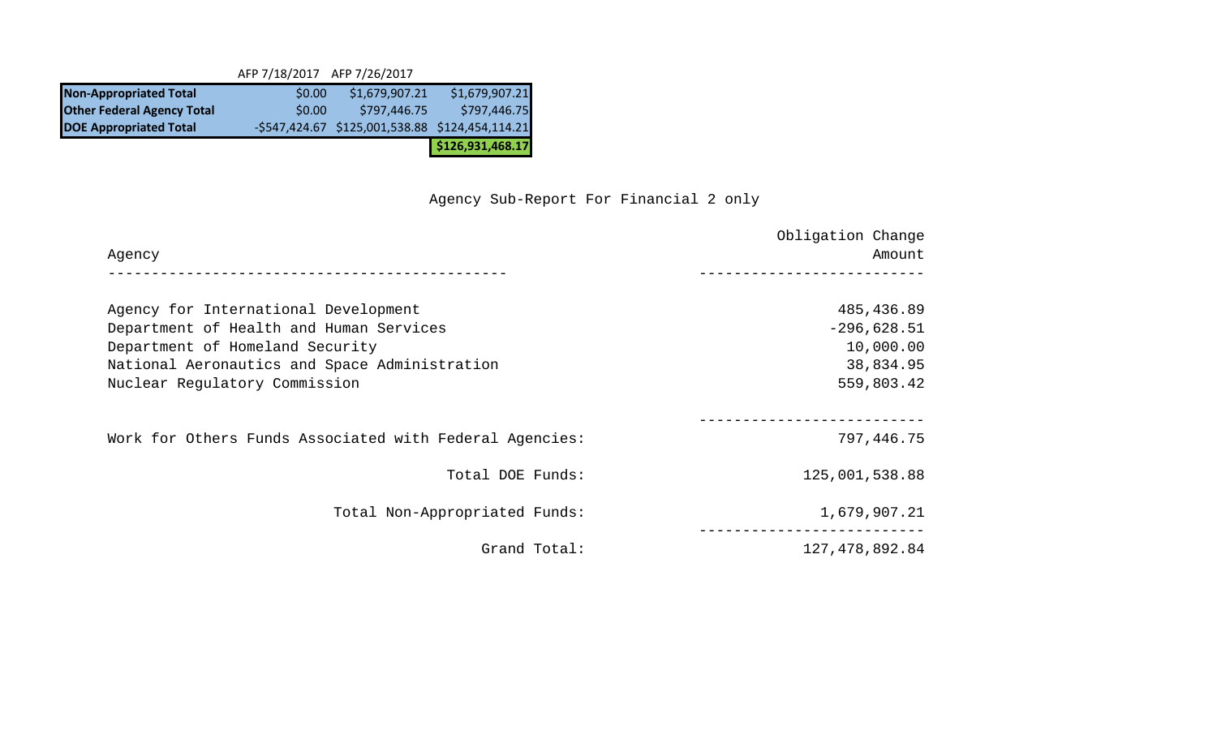| | AFP 7/18/2017 | AFP 7/26/2017 | |
|---|---|---|---|
| **Non-Appropriated Total** | $0.00 | $1,679,907.21 | $1,679,907.21 |
| **Other Federal Agency Total** | $0.00 | $797,446.75 | $797,446.75 |
| **DOE Appropriated Total** | -$547,424.67 | $125,001,538.88 | $124,454,114.21 |
| | | | **$126,931,468.17** |

Agency Sub-Report For Financial 2 only

| Agency | Obligation Change Amount |
|---|---|
| Agency for International Development | 485,436.89 |
| Department of Health and Human Services | -296,628.51 |
| Department of Homeland Security | 10,000.00 |
| National Aeronautics and Space Administration | 38,834.95 |
| Nuclear Regulatory Commission | 559,803.42 |
| Work for Others Funds Associated with Federal Agencies: | 797,446.75 |
| Total DOE Funds: | 125,001,538.88 |
| Total Non-Appropriated Funds: | 1,679,907.21 |
| Grand Total: | 127,478,892.84 |